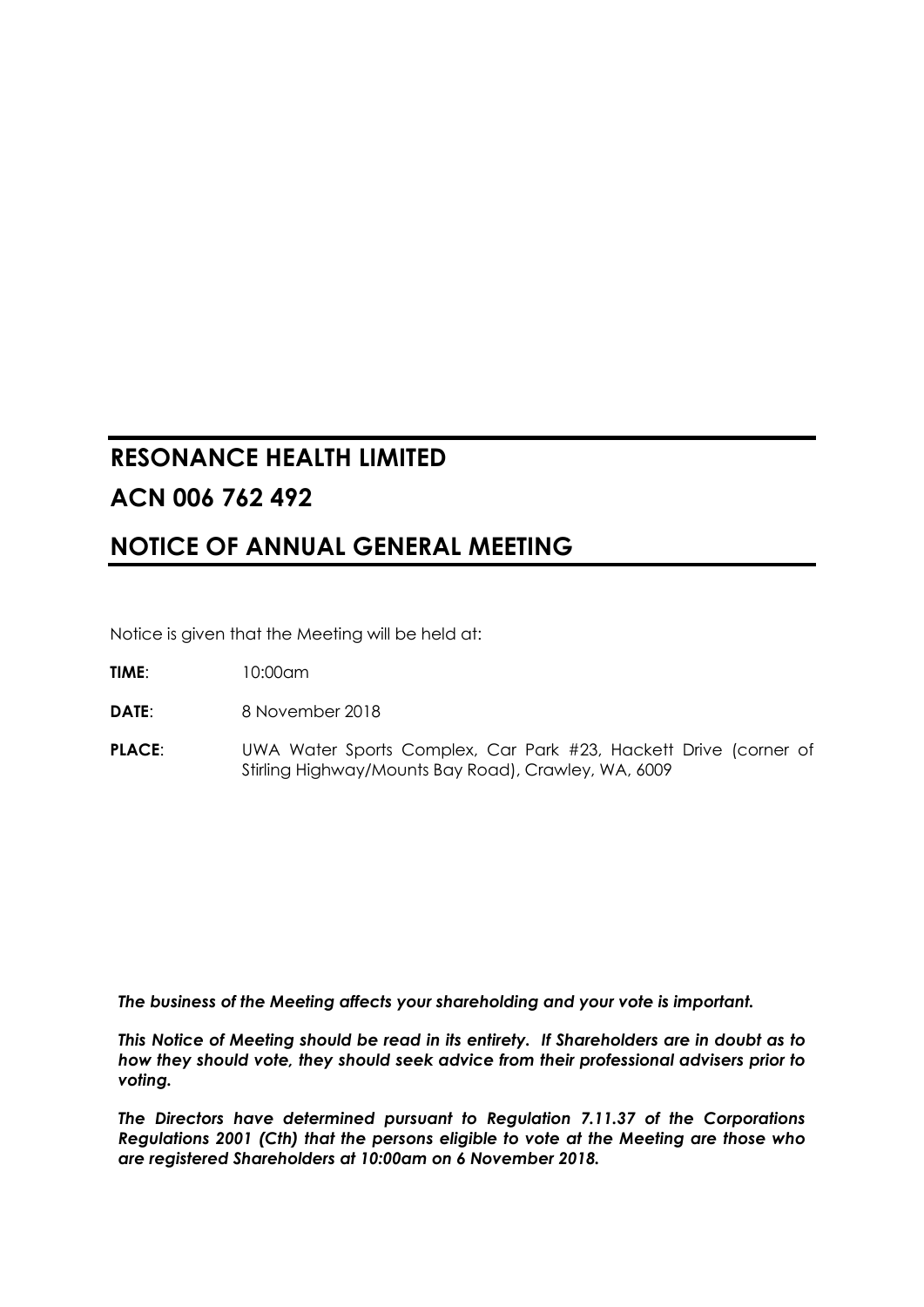# RESONANCE HEALTH LIMITED

# ACN 006 762 492

# NOTICE OF ANNUAL GENERAL MEETING

Notice is given that the Meeting will be held at:

**TIME**: 10:00am

**DATE**: 8 November 2018

**PLACE**: UWA Water Sports Complex, Car Park #23, Hackett Drive (corner of Stirling Highway/Mounts Bay Road), Crawley, WA, 6009

***The business of the Meeting affects your shareholding and your vote is important.***

***This Notice of Meeting should be read in its entirety. If Shareholders are in doubt as to how they should vote, they should seek advice from their professional advisers prior to voting.***

***The Directors have determined pursuant to Regulation 7.11.37 of the Corporations Regulations 2001 (Cth) that the persons eligible to vote at the Meeting are those who are registered Shareholders at 10:00am on 6 November 2018.***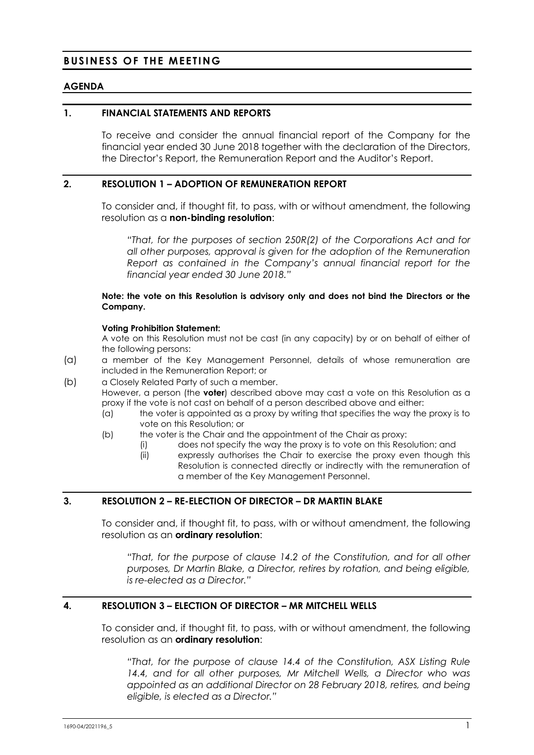# BUSINESS OF THE MEETING

## AGENDA

### 1. FINANCIAL STATEMENTS AND REPORTS

To receive and consider the annual financial report of the Company for the financial year ended 30 June 2018 together with the declaration of the Directors, the Director's Report, the Remuneration Report and the Auditor's Report.

### 2. RESOLUTION 1 – ADOPTION OF REMUNERATION REPORT

To consider and, if thought fit, to pass, with or without amendment, the following resolution as a **non-binding resolution**:

> *"That, for the purposes of section 250R(2) of the Corporations Act and for all other purposes, approval is given for the adoption of the Remuneration Report as contained in the Company's annual financial report for the financial year ended 30 June 2018."*

**Note: the vote on this Resolution is advisory only and does not bind the Directors or the Company.**

**Voting Prohibition Statement:**

A vote on this Resolution must not be cast (in any capacity) by or on behalf of either of the following persons:

(a) a member of the Key Management Personnel, details of whose remuneration are included in the Remuneration Report; or

(b) a Closely Related Party of such a member.

However, a person (the **voter**) described above may cast a vote on this Resolution as a proxy if the vote is not cast on behalf of a person described above and either:

- (a) the voter is appointed as a proxy by writing that specifies the way the proxy is to vote on this Resolution; or
- (b) the voter is the Chair and the appointment of the Chair as proxy:
  - (i) does not specify the way the proxy is to vote on this Resolution; and
  - (ii) expressly authorises the Chair to exercise the proxy even though this Resolution is connected directly or indirectly with the remuneration of a member of the Key Management Personnel.

### 3. RESOLUTION 2 – RE-ELECTION OF DIRECTOR – DR MARTIN BLAKE

To consider and, if thought fit, to pass, with or without amendment, the following resolution as an **ordinary resolution**:

> *"That, for the purpose of clause 14.2 of the Constitution, and for all other purposes, Dr Martin Blake, a Director, retires by rotation, and being eligible, is re-elected as a Director."*

### 4. RESOLUTION 3 – ELECTION OF DIRECTOR – MR MITCHELL WELLS

To consider and, if thought fit, to pass, with or without amendment, the following resolution as an **ordinary resolution**:

> *"That, for the purpose of clause 14.4 of the Constitution, ASX Listing Rule 14.4, and for all other purposes, Mr Mitchell Wells, a Director who was appointed as an additional Director on 28 February 2018, retires, and being eligible, is elected as a Director."*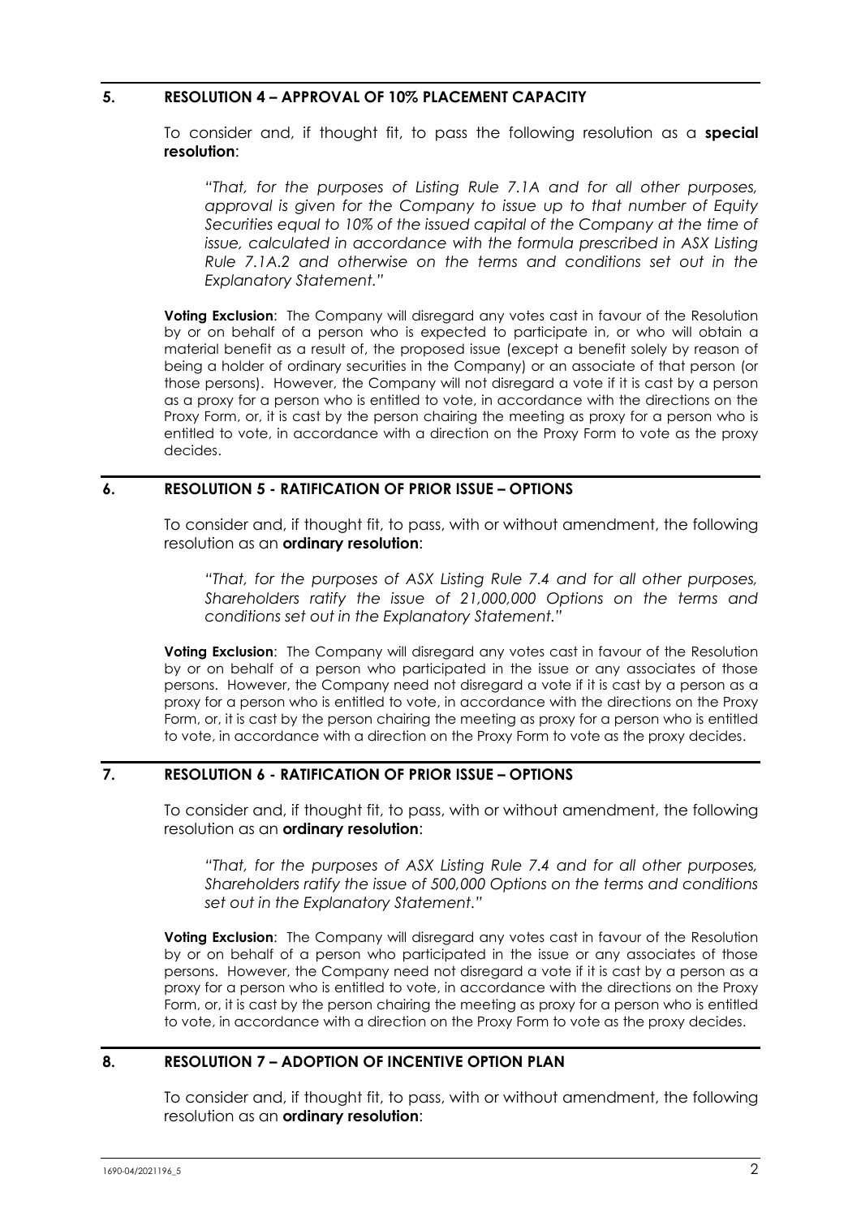## 5. RESOLUTION 4 – APPROVAL OF 10% PLACEMENT CAPACITY

To consider and, if thought fit, to pass the following resolution as a **special resolution**:

*"That, for the purposes of Listing Rule 7.1A and for all other purposes, approval is given for the Company to issue up to that number of Equity Securities equal to 10% of the issued capital of the Company at the time of issue, calculated in accordance with the formula prescribed in ASX Listing Rule 7.1A.2 and otherwise on the terms and conditions set out in the Explanatory Statement."*

**Voting Exclusion**: The Company will disregard any votes cast in favour of the Resolution by or on behalf of a person who is expected to participate in, or who will obtain a material benefit as a result of, the proposed issue (except a benefit solely by reason of being a holder of ordinary securities in the Company) or an associate of that person (or those persons). However, the Company will not disregard a vote if it is cast by a person as a proxy for a person who is entitled to vote, in accordance with the directions on the Proxy Form, or, it is cast by the person chairing the meeting as proxy for a person who is entitled to vote, in accordance with a direction on the Proxy Form to vote as the proxy decides.

## 6. RESOLUTION 5 - RATIFICATION OF PRIOR ISSUE – OPTIONS

To consider and, if thought fit, to pass, with or without amendment, the following resolution as an **ordinary resolution**:

*"That, for the purposes of ASX Listing Rule 7.4 and for all other purposes, Shareholders ratify the issue of 21,000,000 Options on the terms and conditions set out in the Explanatory Statement."*

**Voting Exclusion**: The Company will disregard any votes cast in favour of the Resolution by or on behalf of a person who participated in the issue or any associates of those persons. However, the Company need not disregard a vote if it is cast by a person as a proxy for a person who is entitled to vote, in accordance with the directions on the Proxy Form, or, it is cast by the person chairing the meeting as proxy for a person who is entitled to vote, in accordance with a direction on the Proxy Form to vote as the proxy decides.

## 7. RESOLUTION 6 - RATIFICATION OF PRIOR ISSUE – OPTIONS

To consider and, if thought fit, to pass, with or without amendment, the following resolution as an **ordinary resolution**:

*"That, for the purposes of ASX Listing Rule 7.4 and for all other purposes, Shareholders ratify the issue of 500,000 Options on the terms and conditions set out in the Explanatory Statement."*

**Voting Exclusion**: The Company will disregard any votes cast in favour of the Resolution by or on behalf of a person who participated in the issue or any associates of those persons. However, the Company need not disregard a vote if it is cast by a person as a proxy for a person who is entitled to vote, in accordance with the directions on the Proxy Form, or, it is cast by the person chairing the meeting as proxy for a person who is entitled to vote, in accordance with a direction on the Proxy Form to vote as the proxy decides.

## 8. RESOLUTION 7 – ADOPTION OF INCENTIVE OPTION PLAN

To consider and, if thought fit, to pass, with or without amendment, the following resolution as an **ordinary resolution**: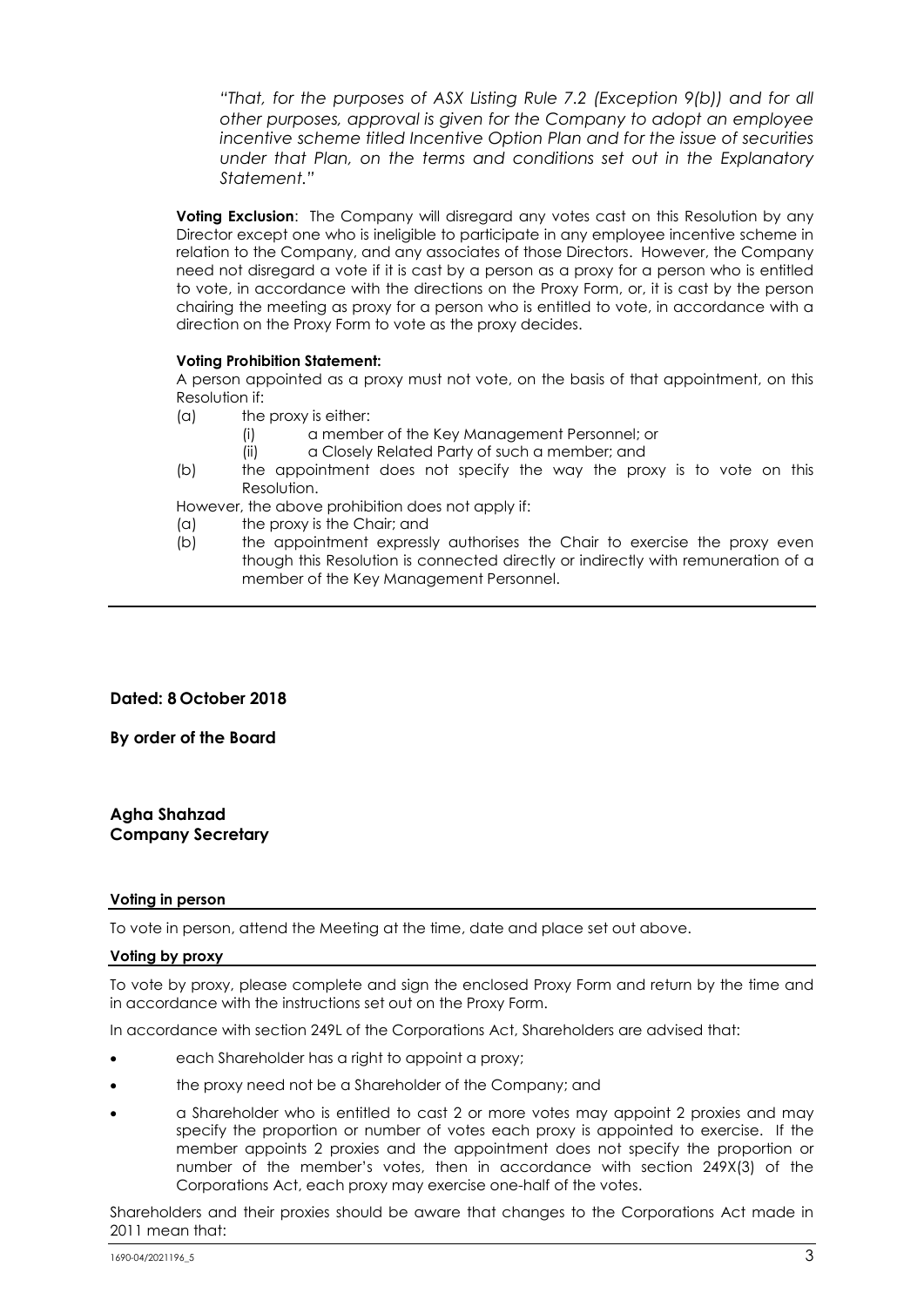*"That, for the purposes of ASX Listing Rule 7.2 (Exception 9(b)) and for all other purposes, approval is given for the Company to adopt an employee incentive scheme titled Incentive Option Plan and for the issue of securities under that Plan, on the terms and conditions set out in the Explanatory Statement."*

**Voting Exclusion**: The Company will disregard any votes cast on this Resolution by any Director except one who is ineligible to participate in any employee incentive scheme in relation to the Company, and any associates of those Directors. However, the Company need not disregard a vote if it is cast by a person as a proxy for a person who is entitled to vote, in accordance with the directions on the Proxy Form, or, it is cast by the person chairing the meeting as proxy for a person who is entitled to vote, in accordance with a direction on the Proxy Form to vote as the proxy decides.

**Voting Prohibition Statement:**

A person appointed as a proxy must not vote, on the basis of that appointment, on this Resolution if:

(a) the proxy is either:

  (i) a member of the Key Management Personnel; or

  (ii) a Closely Related Party of such a member; and

(b) the appointment does not specify the way the proxy is to vote on this Resolution.

However, the above prohibition does not apply if:

(a) the proxy is the Chair; and

(b) the appointment expressly authorises the Chair to exercise the proxy even though this Resolution is connected directly or indirectly with remuneration of a member of the Key Management Personnel.

---

**Dated: 8 October 2018**

**By order of the Board**

**Agha Shahzad**
**Company Secretary**

**Voting in person**

To vote in person, attend the Meeting at the time, date and place set out above.

**Voting by proxy**

To vote by proxy, please complete and sign the enclosed Proxy Form and return by the time and in accordance with the instructions set out on the Proxy Form.

In accordance with section 249L of the Corporations Act, Shareholders are advised that:

- each Shareholder has a right to appoint a proxy;
- the proxy need not be a Shareholder of the Company; and
- a Shareholder who is entitled to cast 2 or more votes may appoint 2 proxies and may specify the proportion or number of votes each proxy is appointed to exercise. If the member appoints 2 proxies and the appointment does not specify the proportion or number of the member's votes, then in accordance with section 249X(3) of the Corporations Act, each proxy may exercise one-half of the votes.

Shareholders and their proxies should be aware that changes to the Corporations Act made in 2011 mean that: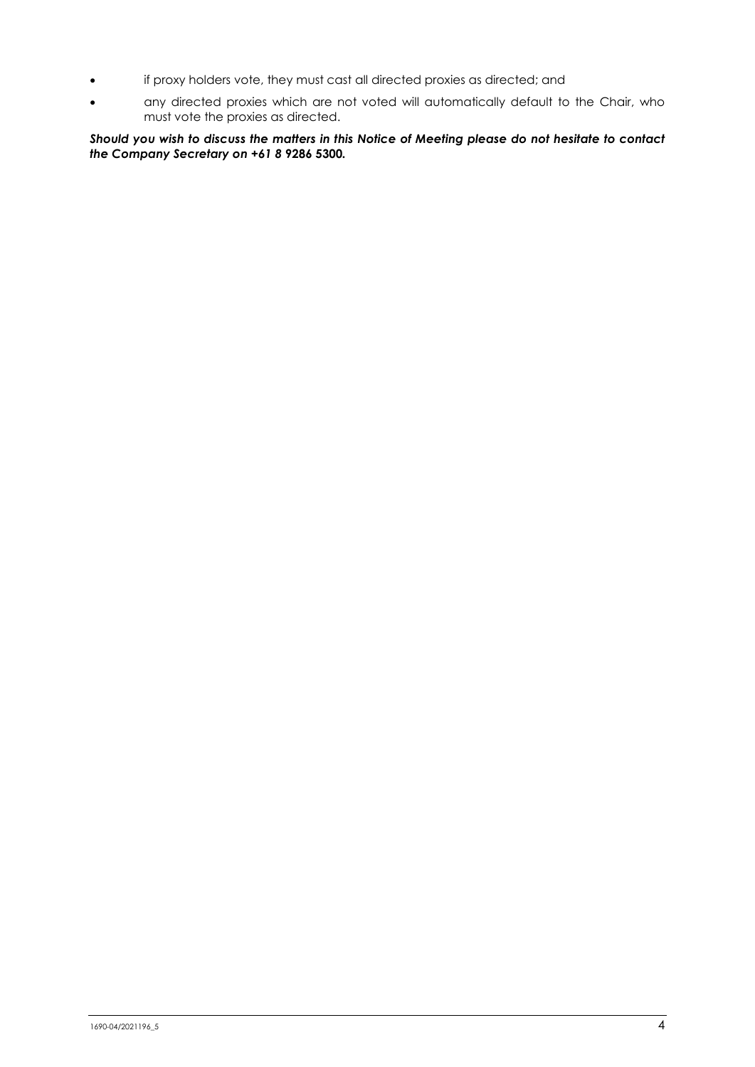- if proxy holders vote, they must cast all directed proxies as directed; and
- any directed proxies which are not voted will automatically default to the Chair, who must vote the proxies as directed.

***Should you wish to discuss the matters in this Notice of Meeting please do not hesitate to contact the Company Secretary on +61 8 9286 5300.***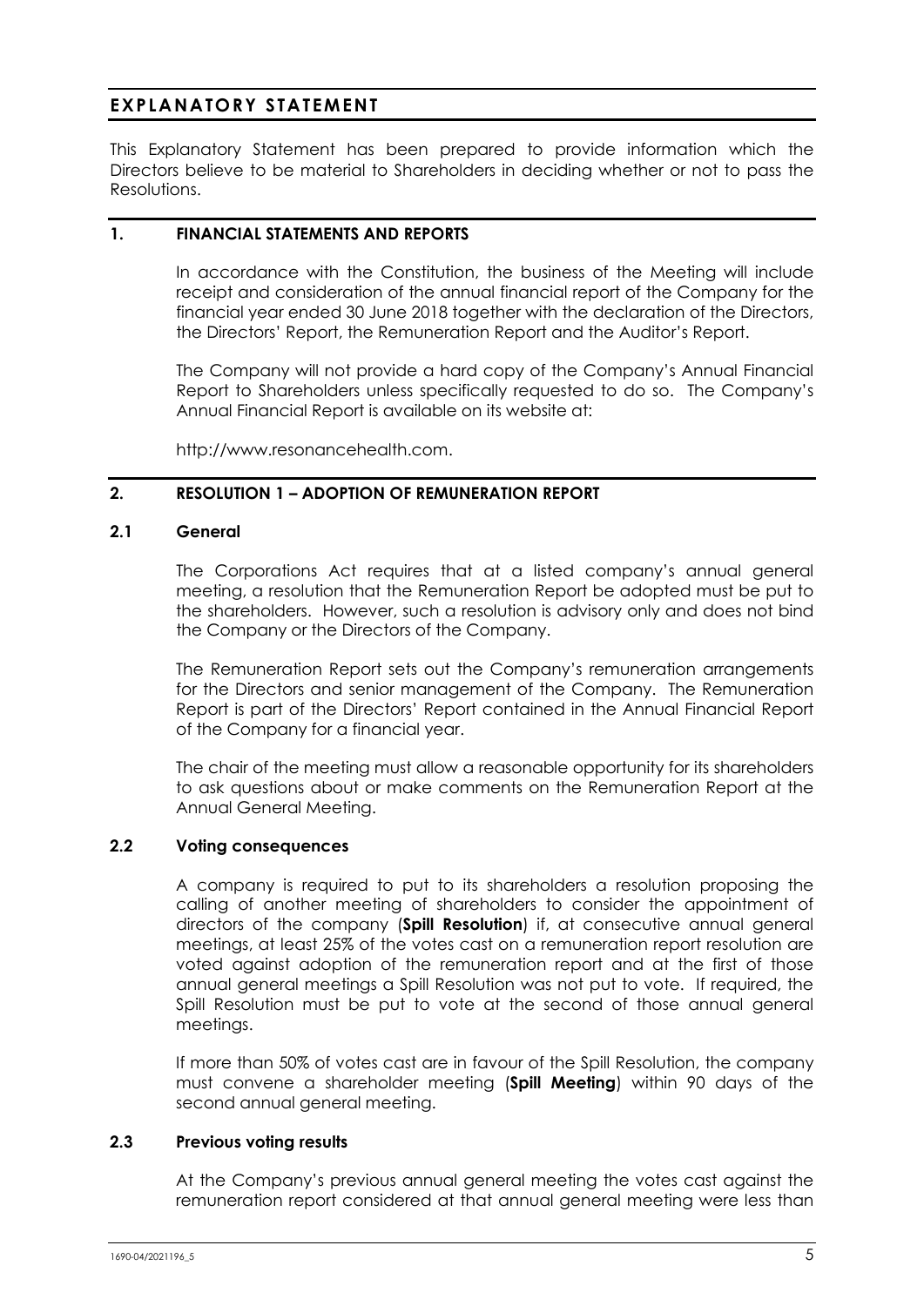# EXPLANATORY STATEMENT

This Explanatory Statement has been prepared to provide information which the Directors believe to be material to Shareholders in deciding whether or not to pass the Resolutions.

## 1. FINANCIAL STATEMENTS AND REPORTS

In accordance with the Constitution, the business of the Meeting will include receipt and consideration of the annual financial report of the Company for the financial year ended 30 June 2018 together with the declaration of the Directors, the Directors' Report, the Remuneration Report and the Auditor's Report.

The Company will not provide a hard copy of the Company's Annual Financial Report to Shareholders unless specifically requested to do so. The Company's Annual Financial Report is available on its website at:

http://www.resonancehealth.com.

## 2. RESOLUTION 1 – ADOPTION OF REMUNERATION REPORT

### 2.1 General

The Corporations Act requires that at a listed company's annual general meeting, a resolution that the Remuneration Report be adopted must be put to the shareholders. However, such a resolution is advisory only and does not bind the Company or the Directors of the Company.

The Remuneration Report sets out the Company's remuneration arrangements for the Directors and senior management of the Company. The Remuneration Report is part of the Directors' Report contained in the Annual Financial Report of the Company for a financial year.

The chair of the meeting must allow a reasonable opportunity for its shareholders to ask questions about or make comments on the Remuneration Report at the Annual General Meeting.

### 2.2 Voting consequences

A company is required to put to its shareholders a resolution proposing the calling of another meeting of shareholders to consider the appointment of directors of the company (**Spill Resolution**) if, at consecutive annual general meetings, at least 25% of the votes cast on a remuneration report resolution are voted against adoption of the remuneration report and at the first of those annual general meetings a Spill Resolution was not put to vote. If required, the Spill Resolution must be put to vote at the second of those annual general meetings.

If more than 50% of votes cast are in favour of the Spill Resolution, the company must convene a shareholder meeting (**Spill Meeting**) within 90 days of the second annual general meeting.

### 2.3 Previous voting results

At the Company's previous annual general meeting the votes cast against the remuneration report considered at that annual general meeting were less than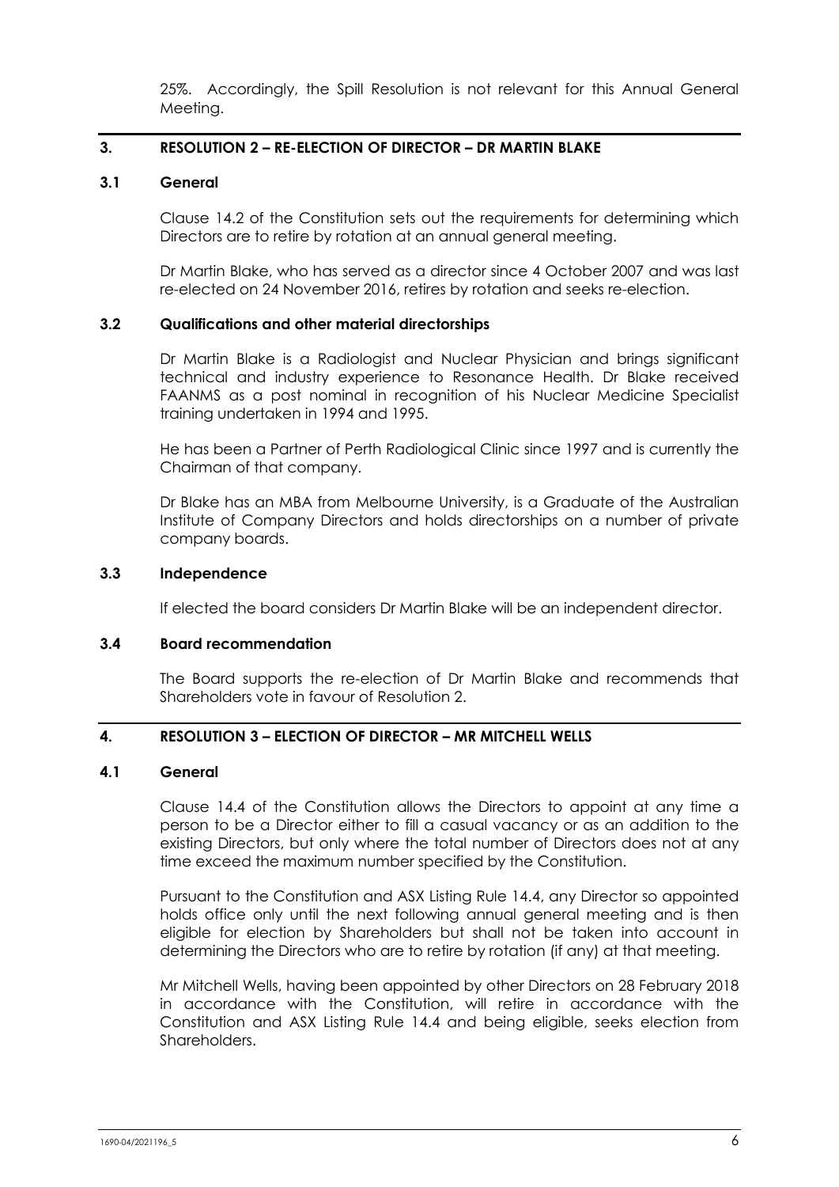25%. Accordingly, the Spill Resolution is not relevant for this Annual General Meeting.

## 3. RESOLUTION 2 – RE-ELECTION OF DIRECTOR – DR MARTIN BLAKE

### 3.1 General

Clause 14.2 of the Constitution sets out the requirements for determining which Directors are to retire by rotation at an annual general meeting.

Dr Martin Blake, who has served as a director since 4 October 2007 and was last re-elected on 24 November 2016, retires by rotation and seeks re-election.

### 3.2 Qualifications and other material directorships

Dr Martin Blake is a Radiologist and Nuclear Physician and brings significant technical and industry experience to Resonance Health. Dr Blake received FAANMS as a post nominal in recognition of his Nuclear Medicine Specialist training undertaken in 1994 and 1995.

He has been a Partner of Perth Radiological Clinic since 1997 and is currently the Chairman of that company.

Dr Blake has an MBA from Melbourne University, is a Graduate of the Australian Institute of Company Directors and holds directorships on a number of private company boards.

### 3.3 Independence

If elected the board considers Dr Martin Blake will be an independent director.

### 3.4 Board recommendation

The Board supports the re-election of Dr Martin Blake and recommends that Shareholders vote in favour of Resolution 2.

## 4. RESOLUTION 3 – ELECTION OF DIRECTOR – MR MITCHELL WELLS

### 4.1 General

Clause 14.4 of the Constitution allows the Directors to appoint at any time a person to be a Director either to fill a casual vacancy or as an addition to the existing Directors, but only where the total number of Directors does not at any time exceed the maximum number specified by the Constitution.

Pursuant to the Constitution and ASX Listing Rule 14.4, any Director so appointed holds office only until the next following annual general meeting and is then eligible for election by Shareholders but shall not be taken into account in determining the Directors who are to retire by rotation (if any) at that meeting.

Mr Mitchell Wells, having been appointed by other Directors on 28 February 2018 in accordance with the Constitution, will retire in accordance with the Constitution and ASX Listing Rule 14.4 and being eligible, seeks election from Shareholders.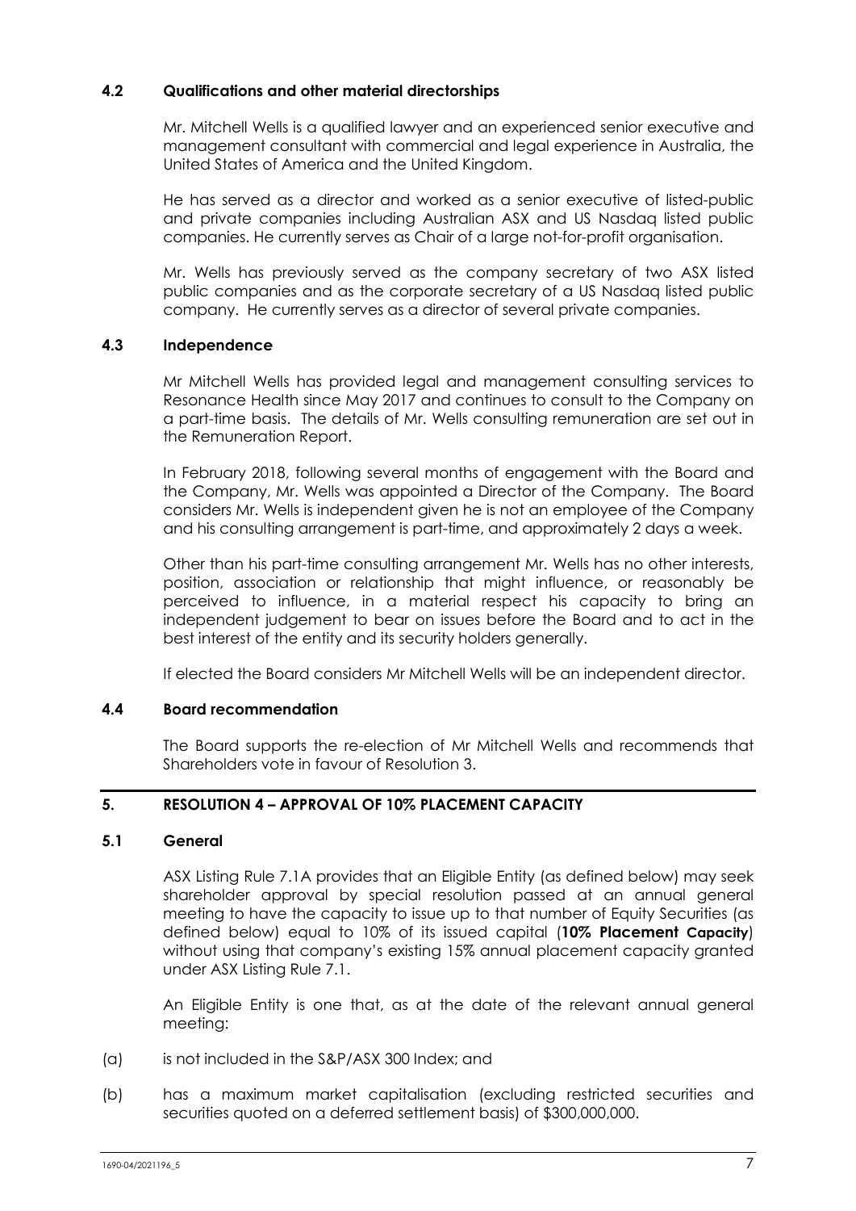### 4.2 Qualifications and other material directorships

Mr. Mitchell Wells is a qualified lawyer and an experienced senior executive and management consultant with commercial and legal experience in Australia, the United States of America and the United Kingdom.

He has served as a director and worked as a senior executive of listed-public and private companies including Australian ASX and US Nasdaq listed public companies. He currently serves as Chair of a large not-for-profit organisation.

Mr. Wells has previously served as the company secretary of two ASX listed public companies and as the corporate secretary of a US Nasdaq listed public company. He currently serves as a director of several private companies.

### 4.3 Independence

Mr Mitchell Wells has provided legal and management consulting services to Resonance Health since May 2017 and continues to consult to the Company on a part-time basis. The details of Mr. Wells consulting remuneration are set out in the Remuneration Report.

In February 2018, following several months of engagement with the Board and the Company, Mr. Wells was appointed a Director of the Company. The Board considers Mr. Wells is independent given he is not an employee of the Company and his consulting arrangement is part-time, and approximately 2 days a week.

Other than his part-time consulting arrangement Mr. Wells has no other interests, position, association or relationship that might influence, or reasonably be perceived to influence, in a material respect his capacity to bring an independent judgement to bear on issues before the Board and to act in the best interest of the entity and its security holders generally.

If elected the Board considers Mr Mitchell Wells will be an independent director.

### 4.4 Board recommendation

The Board supports the re-election of Mr Mitchell Wells and recommends that Shareholders vote in favour of Resolution 3.

## 5. RESOLUTION 4 – APPROVAL OF 10% PLACEMENT CAPACITY

### 5.1 General

ASX Listing Rule 7.1A provides that an Eligible Entity (as defined below) may seek shareholder approval by special resolution passed at an annual general meeting to have the capacity to issue up to that number of Equity Securities (as defined below) equal to 10% of its issued capital (**10% Placement Capacity**) without using that company's existing 15% annual placement capacity granted under ASX Listing Rule 7.1.

An Eligible Entity is one that, as at the date of the relevant annual general meeting:

(a) is not included in the S&P/ASX 300 Index; and

(b) has a maximum market capitalisation (excluding restricted securities and securities quoted on a deferred settlement basis) of $300,000,000.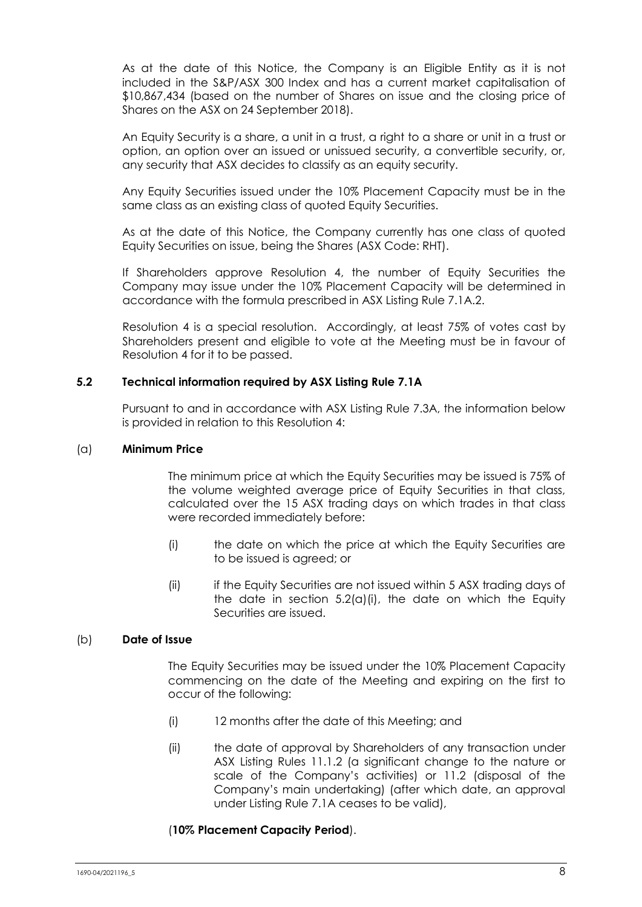As at the date of this Notice, the Company is an Eligible Entity as it is not included in the S&P/ASX 300 Index and has a current market capitalisation of $10,867,434 (based on the number of Shares on issue and the closing price of Shares on the ASX on 24 September 2018).

An Equity Security is a share, a unit in a trust, a right to a share or unit in a trust or option, an option over an issued or unissued security, a convertible security, or, any security that ASX decides to classify as an equity security.

Any Equity Securities issued under the 10% Placement Capacity must be in the same class as an existing class of quoted Equity Securities.

As at the date of this Notice, the Company currently has one class of quoted Equity Securities on issue, being the Shares (ASX Code: RHT).

If Shareholders approve Resolution 4, the number of Equity Securities the Company may issue under the 10% Placement Capacity will be determined in accordance with the formula prescribed in ASX Listing Rule 7.1A.2.

Resolution 4 is a special resolution. Accordingly, at least 75% of votes cast by Shareholders present and eligible to vote at the Meeting must be in favour of Resolution 4 for it to be passed.

### 5.2 Technical information required by ASX Listing Rule 7.1A

Pursuant to and in accordance with ASX Listing Rule 7.3A, the information below is provided in relation to this Resolution 4:

(a) **Minimum Price**

The minimum price at which the Equity Securities may be issued is 75% of the volume weighted average price of Equity Securities in that class, calculated over the 15 ASX trading days on which trades in that class were recorded immediately before:

(i) the date on which the price at which the Equity Securities are to be issued is agreed; or

(ii) if the Equity Securities are not issued within 5 ASX trading days of the date in section 5.2(a)(i), the date on which the Equity Securities are issued.

(b) **Date of Issue**

The Equity Securities may be issued under the 10% Placement Capacity commencing on the date of the Meeting and expiring on the first to occur of the following:

(i) 12 months after the date of this Meeting; and

(ii) the date of approval by Shareholders of any transaction under ASX Listing Rules 11.1.2 (a significant change to the nature or scale of the Company's activities) or 11.2 (disposal of the Company's main undertaking) (after which date, an approval under Listing Rule 7.1A ceases to be valid),

(**10% Placement Capacity Period**).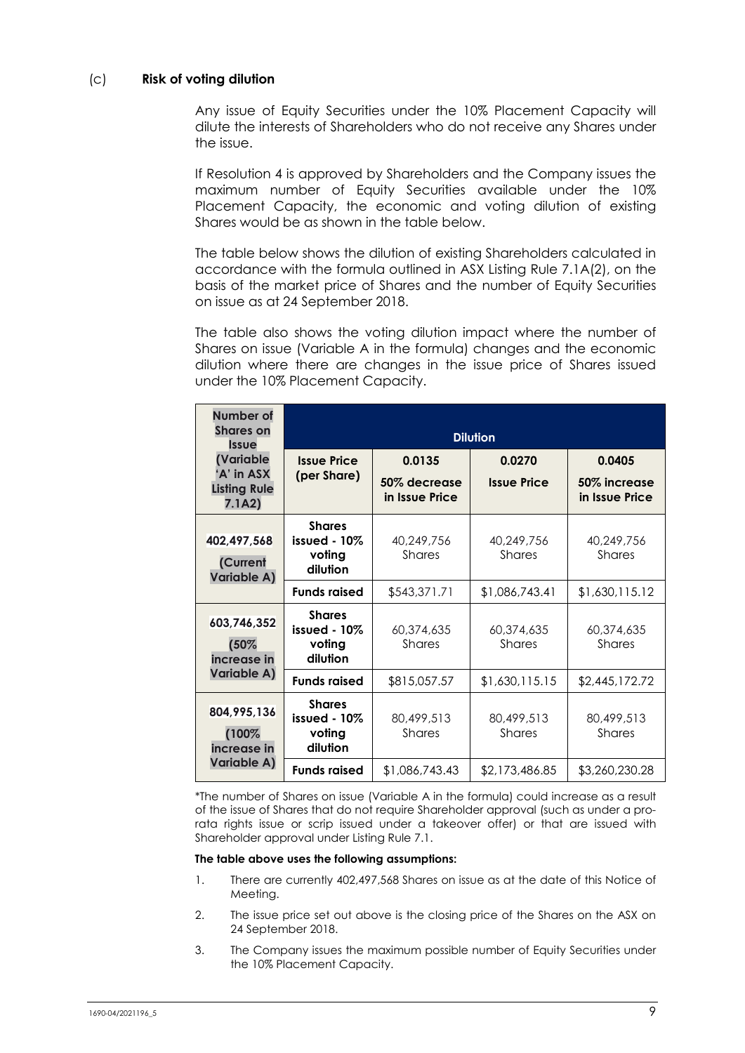### (c) **Risk of voting dilution**

Any issue of Equity Securities under the 10% Placement Capacity will dilute the interests of Shareholders who do not receive any Shares under the issue.

If Resolution 4 is approved by Shareholders and the Company issues the maximum number of Equity Securities available under the 10% Placement Capacity, the economic and voting dilution of existing Shares would be as shown in the table below.

The table below shows the dilution of existing Shareholders calculated in accordance with the formula outlined in ASX Listing Rule 7.1A(2), on the basis of the market price of Shares and the number of Equity Securities on issue as at 24 September 2018.

The table also shows the voting dilution impact where the number of Shares on issue (Variable A in the formula) changes and the economic dilution where there are changes in the issue price of Shares issued under the 10% Placement Capacity.

| Number of Shares on Issue (Variable 'A' in ASX Listing Rule 7.1A2) | Dilution | | | |
|---|---|---|---|---|
| | **Issue Price (per Share)** | **0.0135** 50% decrease in Issue Price | **0.0270** Issue Price | **0.0405** 50% increase in Issue Price |
| **402,497,568 (Current Variable A)** | **Shares issued - 10% voting dilution** | 40,249,756 Shares | 40,249,756 Shares | 40,249,756 Shares |
| | **Funds raised** | $543,371.71 | $1,086,743.41 | $1,630,115.12 |
| **603,746,352 (50% increase in Variable A)** | **Shares issued - 10% voting dilution** | 60,374,635 Shares | 60,374,635 Shares | 60,374,635 Shares |
| | **Funds raised** | $815,057.57 | $1,630,115.15 | $2,445,172.72 |
| **804,995,136 (100% increase in Variable A)** | **Shares issued - 10% voting dilution** | 80,499,513 Shares | 80,499,513 Shares | 80,499,513 Shares |
| | **Funds raised** | $1,086,743.43 | $2,173,486.85 | $3,260,230.28 |

*The number of Shares on issue (Variable A in the formula) could increase as a result of the issue of Shares that do not require Shareholder approval (such as under a pro-rata rights issue or scrip issued under a takeover offer) or that are issued with Shareholder approval under Listing Rule 7.1.

**The table above uses the following assumptions:**

1. There are currently 402,497,568 Shares on issue as at the date of this Notice of Meeting.
2. The issue price set out above is the closing price of the Shares on the ASX on 24 September 2018.
3. The Company issues the maximum possible number of Equity Securities under the 10% Placement Capacity.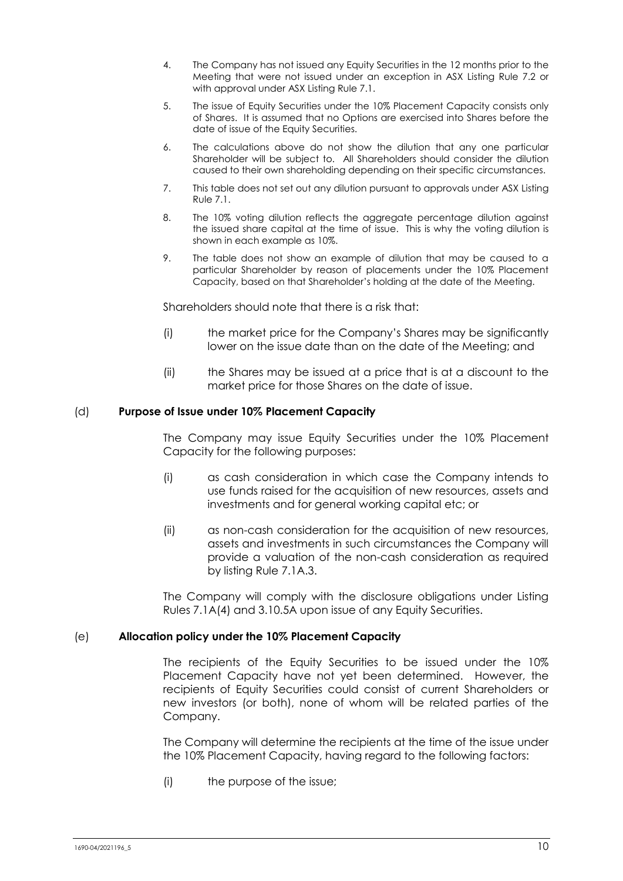4. The Company has not issued any Equity Securities in the 12 months prior to the Meeting that were not issued under an exception in ASX Listing Rule 7.2 or with approval under ASX Listing Rule 7.1.
5. The issue of Equity Securities under the 10% Placement Capacity consists only of Shares. It is assumed that no Options are exercised into Shares before the date of issue of the Equity Securities.
6. The calculations above do not show the dilution that any one particular Shareholder will be subject to. All Shareholders should consider the dilution caused to their own shareholding depending on their specific circumstances.
7. This table does not set out any dilution pursuant to approvals under ASX Listing Rule 7.1.
8. The 10% voting dilution reflects the aggregate percentage dilution against the issued share capital at the time of issue. This is why the voting dilution is shown in each example as 10%.
9. The table does not show an example of dilution that may be caused to a particular Shareholder by reason of placements under the 10% Placement Capacity, based on that Shareholder's holding at the date of the Meeting.

Shareholders should note that there is a risk that:

(i) the market price for the Company's Shares may be significantly lower on the issue date than on the date of the Meeting; and

(ii) the Shares may be issued at a price that is at a discount to the market price for those Shares on the date of issue.

(d) **Purpose of Issue under 10% Placement Capacity**

The Company may issue Equity Securities under the 10% Placement Capacity for the following purposes:

(i) as cash consideration in which case the Company intends to use funds raised for the acquisition of new resources, assets and investments and for general working capital etc; or

(ii) as non-cash consideration for the acquisition of new resources, assets and investments in such circumstances the Company will provide a valuation of the non-cash consideration as required by listing Rule 7.1A.3.

The Company will comply with the disclosure obligations under Listing Rules 7.1A(4) and 3.10.5A upon issue of any Equity Securities.

(e) **Allocation policy under the 10% Placement Capacity**

The recipients of the Equity Securities to be issued under the 10% Placement Capacity have not yet been determined. However, the recipients of Equity Securities could consist of current Shareholders or new investors (or both), none of whom will be related parties of the Company.

The Company will determine the recipients at the time of the issue under the 10% Placement Capacity, having regard to the following factors:

(i) the purpose of the issue;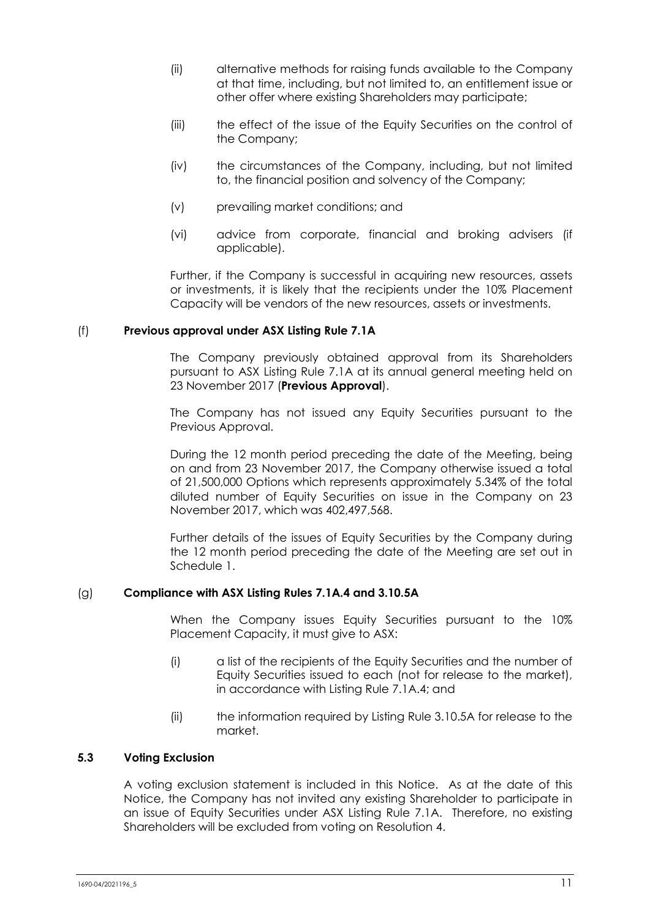(ii) alternative methods for raising funds available to the Company at that time, including, but not limited to, an entitlement issue or other offer where existing Shareholders may participate;

(iii) the effect of the issue of the Equity Securities on the control of the Company;

(iv) the circumstances of the Company, including, but not limited to, the financial position and solvency of the Company;

(v) prevailing market conditions; and

(vi) advice from corporate, financial and broking advisers (if applicable).

Further, if the Company is successful in acquiring new resources, assets or investments, it is likely that the recipients under the 10% Placement Capacity will be vendors of the new resources, assets or investments.

(f) **Previous approval under ASX Listing Rule 7.1A**

The Company previously obtained approval from its Shareholders pursuant to ASX Listing Rule 7.1A at its annual general meeting held on 23 November 2017 (**Previous Approval**).

The Company has not issued any Equity Securities pursuant to the Previous Approval.

During the 12 month period preceding the date of the Meeting, being on and from 23 November 2017, the Company otherwise issued a total of 21,500,000 Options which represents approximately 5.34% of the total diluted number of Equity Securities on issue in the Company on 23 November 2017, which was 402,497,568.

Further details of the issues of Equity Securities by the Company during the 12 month period preceding the date of the Meeting are set out in Schedule 1.

(g) **Compliance with ASX Listing Rules 7.1A.4 and 3.10.5A**

When the Company issues Equity Securities pursuant to the 10% Placement Capacity, it must give to ASX:

(i) a list of the recipients of the Equity Securities and the number of Equity Securities issued to each (not for release to the market), in accordance with Listing Rule 7.1A.4; and

(ii) the information required by Listing Rule 3.10.5A for release to the market.

### 5.3 Voting Exclusion

A voting exclusion statement is included in this Notice. As at the date of this Notice, the Company has not invited any existing Shareholder to participate in an issue of Equity Securities under ASX Listing Rule 7.1A. Therefore, no existing Shareholders will be excluded from voting on Resolution 4.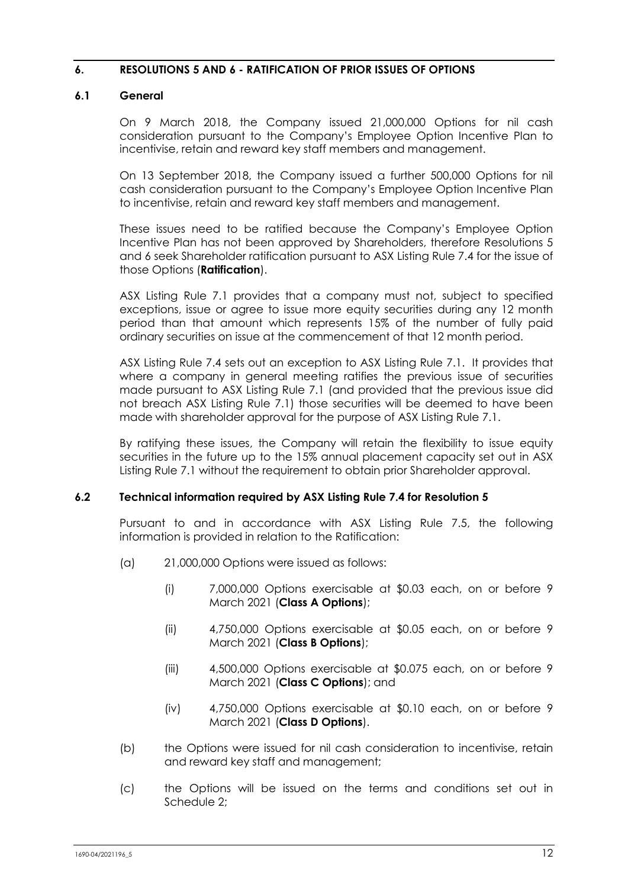## 6. RESOLUTIONS 5 AND 6 - RATIFICATION OF PRIOR ISSUES OF OPTIONS

### 6.1 General

On 9 March 2018, the Company issued 21,000,000 Options for nil cash consideration pursuant to the Company's Employee Option Incentive Plan to incentivise, retain and reward key staff members and management.

On 13 September 2018, the Company issued a further 500,000 Options for nil cash consideration pursuant to the Company's Employee Option Incentive Plan to incentivise, retain and reward key staff members and management.

These issues need to be ratified because the Company's Employee Option Incentive Plan has not been approved by Shareholders, therefore Resolutions 5 and 6 seek Shareholder ratification pursuant to ASX Listing Rule 7.4 for the issue of those Options (**Ratification**).

ASX Listing Rule 7.1 provides that a company must not, subject to specified exceptions, issue or agree to issue more equity securities during any 12 month period than that amount which represents 15% of the number of fully paid ordinary securities on issue at the commencement of that 12 month period.

ASX Listing Rule 7.4 sets out an exception to ASX Listing Rule 7.1. It provides that where a company in general meeting ratifies the previous issue of securities made pursuant to ASX Listing Rule 7.1 (and provided that the previous issue did not breach ASX Listing Rule 7.1) those securities will be deemed to have been made with shareholder approval for the purpose of ASX Listing Rule 7.1.

By ratifying these issues, the Company will retain the flexibility to issue equity securities in the future up to the 15% annual placement capacity set out in ASX Listing Rule 7.1 without the requirement to obtain prior Shareholder approval.

### 6.2 Technical information required by ASX Listing Rule 7.4 for Resolution 5

Pursuant to and in accordance with ASX Listing Rule 7.5, the following information is provided in relation to the Ratification:

(a) 21,000,000 Options were issued as follows:

  (i) 7,000,000 Options exercisable at $0.03 each, on or before 9 March 2021 (**Class A Options**);

  (ii) 4,750,000 Options exercisable at $0.05 each, on or before 9 March 2021 (**Class B Options**);

  (iii) 4,500,000 Options exercisable at $0.075 each, on or before 9 March 2021 (**Class C Options**); and

  (iv) 4,750,000 Options exercisable at $0.10 each, on or before 9 March 2021 (**Class D Options**).

(b) the Options were issued for nil cash consideration to incentivise, retain and reward key staff and management;

(c) the Options will be issued on the terms and conditions set out in Schedule 2;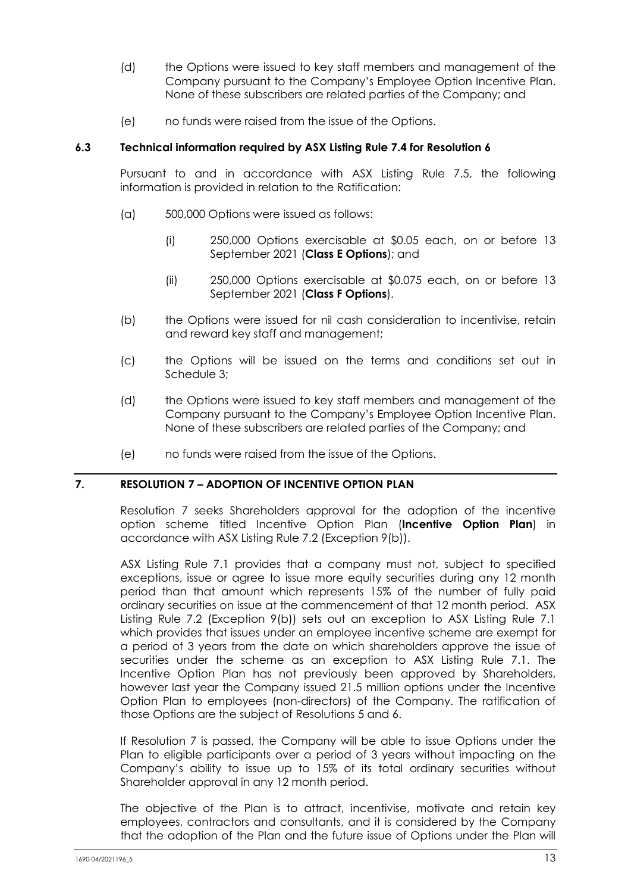(d) the Options were issued to key staff members and management of the Company pursuant to the Company's Employee Option Incentive Plan. None of these subscribers are related parties of the Company; and

(e) no funds were raised from the issue of the Options.

### 6.3 Technical information required by ASX Listing Rule 7.4 for Resolution 6

Pursuant to and in accordance with ASX Listing Rule 7.5, the following information is provided in relation to the Ratification:

(a) 500,000 Options were issued as follows:

  (i) 250,000 Options exercisable at $0.05 each, on or before 13 September 2021 (**Class E Options**); and

  (ii) 250,000 Options exercisable at $0.075 each, on or before 13 September 2021 (**Class F Options**).

(b) the Options were issued for nil cash consideration to incentivise, retain and reward key staff and management;

(c) the Options will be issued on the terms and conditions set out in Schedule 3;

(d) the Options were issued to key staff members and management of the Company pursuant to the Company's Employee Option Incentive Plan. None of these subscribers are related parties of the Company; and

(e) no funds were raised from the issue of the Options.

## 7. RESOLUTION 7 – ADOPTION OF INCENTIVE OPTION PLAN

Resolution 7 seeks Shareholders approval for the adoption of the incentive option scheme titled Incentive Option Plan (**Incentive Option Plan**) in accordance with ASX Listing Rule 7.2 (Exception 9(b)).

ASX Listing Rule 7.1 provides that a company must not, subject to specified exceptions, issue or agree to issue more equity securities during any 12 month period than that amount which represents 15% of the number of fully paid ordinary securities on issue at the commencement of that 12 month period. ASX Listing Rule 7.2 (Exception 9(b)) sets out an exception to ASX Listing Rule 7.1 which provides that issues under an employee incentive scheme are exempt for a period of 3 years from the date on which shareholders approve the issue of securities under the scheme as an exception to ASX Listing Rule 7.1. The Incentive Option Plan has not previously been approved by Shareholders, however last year the Company issued 21.5 million options under the Incentive Option Plan to employees (non-directors) of the Company. The ratification of those Options are the subject of Resolutions 5 and 6.

If Resolution 7 is passed, the Company will be able to issue Options under the Plan to eligible participants over a period of 3 years without impacting on the Company's ability to issue up to 15% of its total ordinary securities without Shareholder approval in any 12 month period.

The objective of the Plan is to attract, incentivise, motivate and retain key employees, contractors and consultants, and it is considered by the Company that the adoption of the Plan and the future issue of Options under the Plan will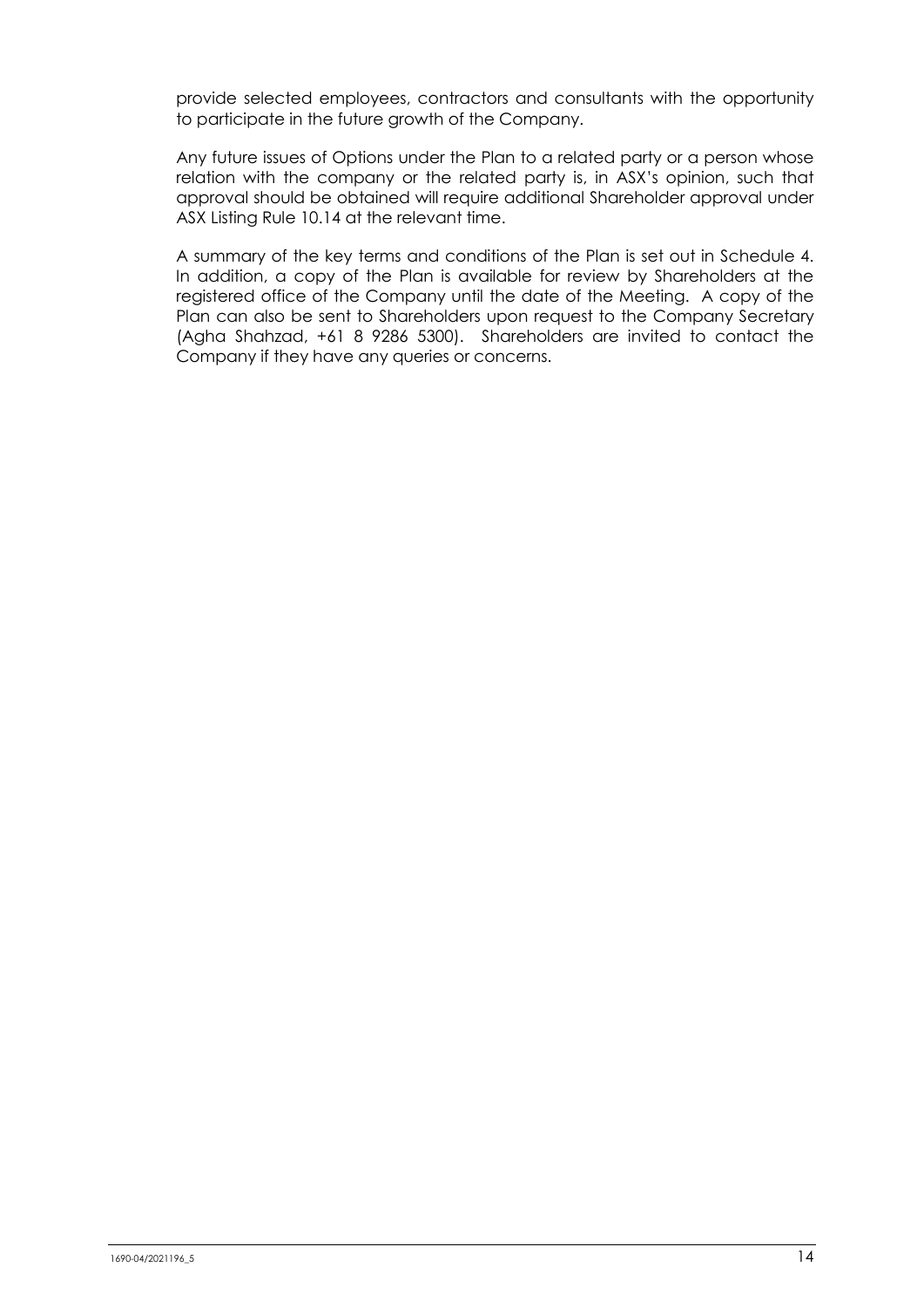provide selected employees, contractors and consultants with the opportunity to participate in the future growth of the Company.

Any future issues of Options under the Plan to a related party or a person whose relation with the company or the related party is, in ASX's opinion, such that approval should be obtained will require additional Shareholder approval under ASX Listing Rule 10.14 at the relevant time.

A summary of the key terms and conditions of the Plan is set out in Schedule 4. In addition, a copy of the Plan is available for review by Shareholders at the registered office of the Company until the date of the Meeting. A copy of the Plan can also be sent to Shareholders upon request to the Company Secretary (Agha Shahzad, +61 8 9286 5300). Shareholders are invited to contact the Company if they have any queries or concerns.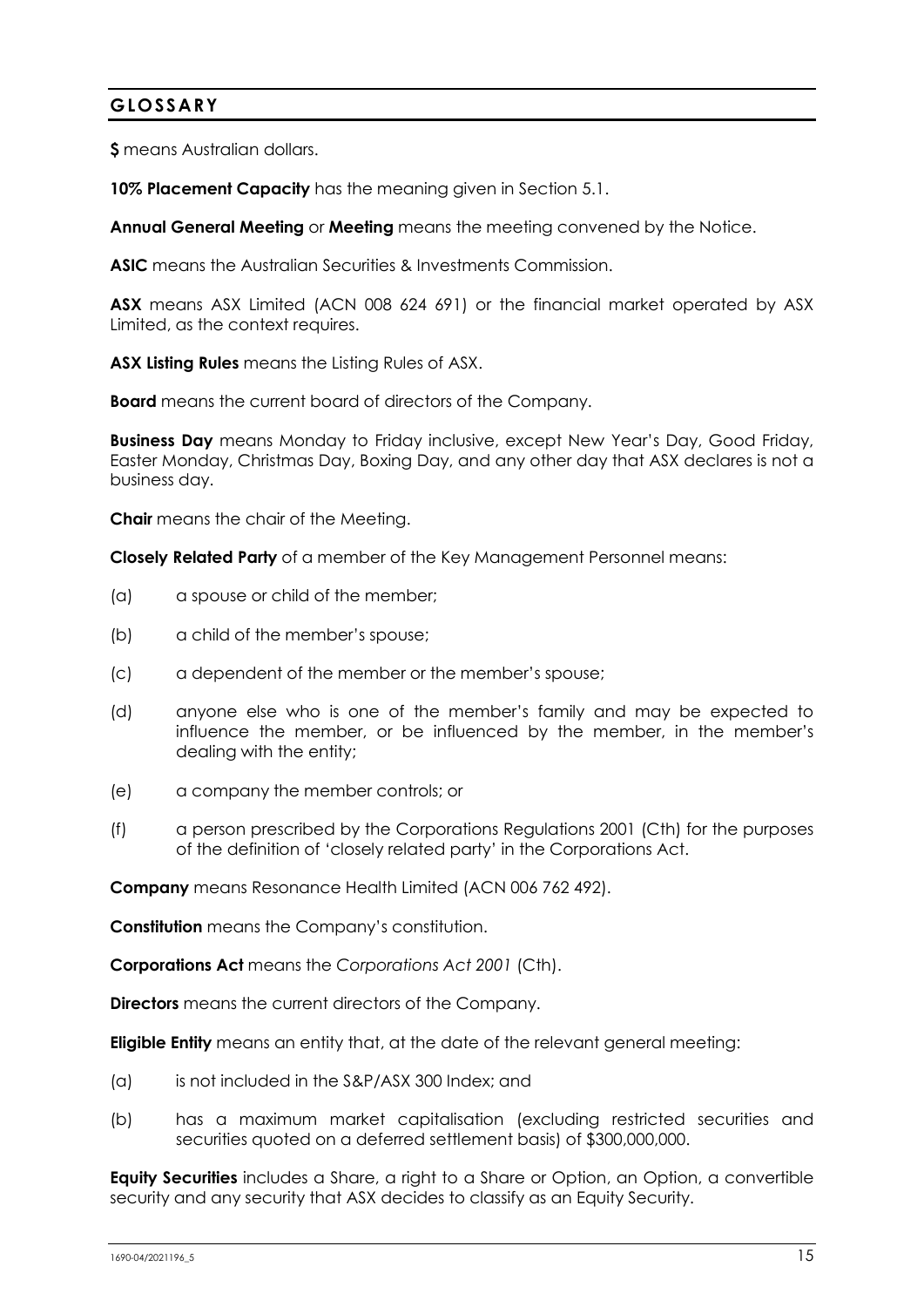## GLOSSARY

**$** means Australian dollars.

**10% Placement Capacity** has the meaning given in Section 5.1.

**Annual General Meeting** or **Meeting** means the meeting convened by the Notice.

**ASIC** means the Australian Securities & Investments Commission.

**ASX** means ASX Limited (ACN 008 624 691) or the financial market operated by ASX Limited, as the context requires.

**ASX Listing Rules** means the Listing Rules of ASX.

**Board** means the current board of directors of the Company.

**Business Day** means Monday to Friday inclusive, except New Year's Day, Good Friday, Easter Monday, Christmas Day, Boxing Day, and any other day that ASX declares is not a business day.

**Chair** means the chair of the Meeting.

**Closely Related Party** of a member of the Key Management Personnel means:

(a) a spouse or child of the member;

(b) a child of the member's spouse;

(c) a dependent of the member or the member's spouse;

(d) anyone else who is one of the member's family and may be expected to influence the member, or be influenced by the member, in the member's dealing with the entity;

(e) a company the member controls; or

(f) a person prescribed by the Corporations Regulations 2001 (Cth) for the purposes of the definition of 'closely related party' in the Corporations Act.

**Company** means Resonance Health Limited (ACN 006 762 492).

**Constitution** means the Company's constitution.

**Corporations Act** means the *Corporations Act 2001* (Cth).

**Directors** means the current directors of the Company.

**Eligible Entity** means an entity that, at the date of the relevant general meeting:

(a) is not included in the S&P/ASX 300 Index; and

(b) has a maximum market capitalisation (excluding restricted securities and securities quoted on a deferred settlement basis) of $300,000,000.

**Equity Securities** includes a Share, a right to a Share or Option, an Option, a convertible security and any security that ASX decides to classify as an Equity Security.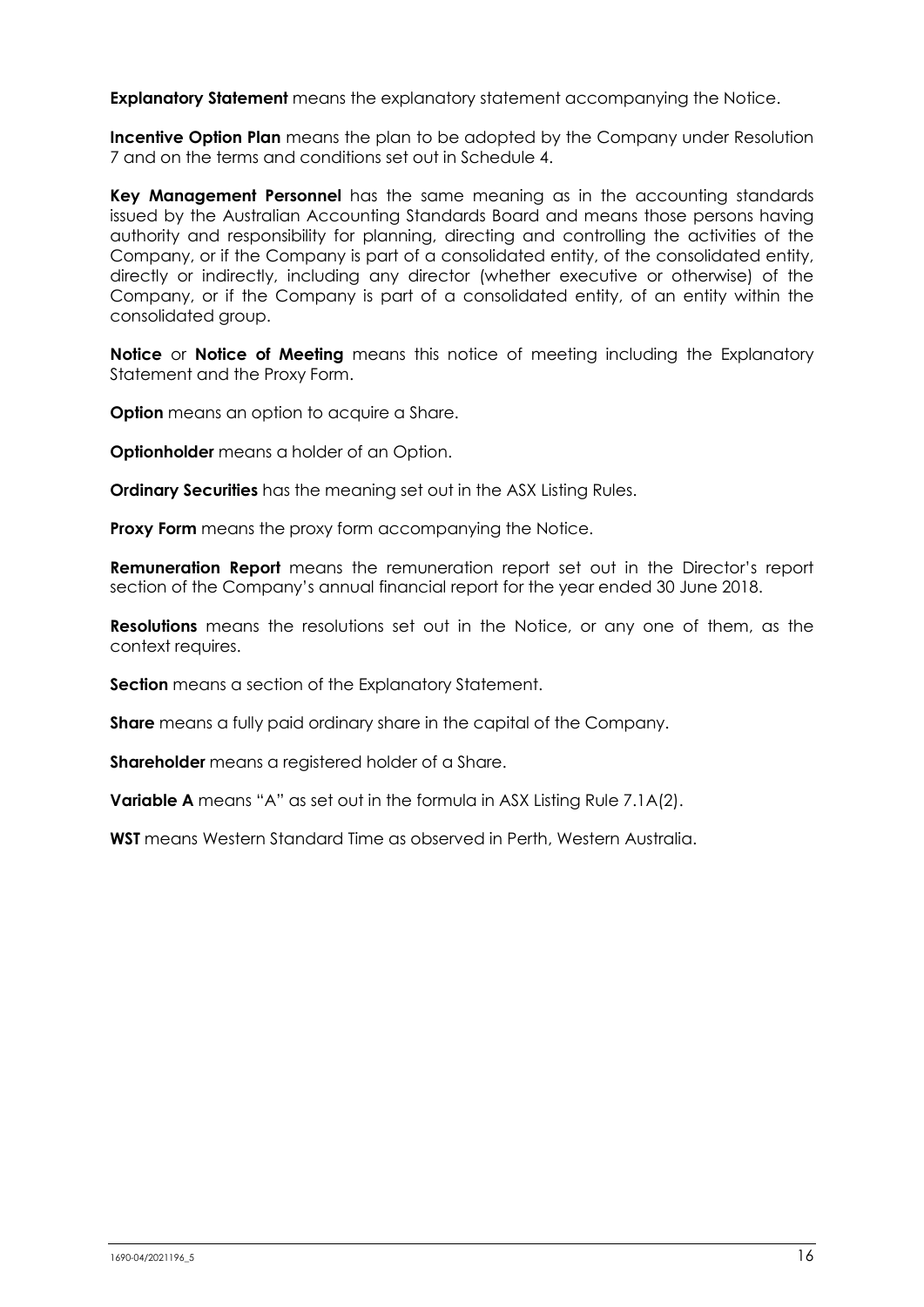**Explanatory Statement** means the explanatory statement accompanying the Notice.

**Incentive Option Plan** means the plan to be adopted by the Company under Resolution 7 and on the terms and conditions set out in Schedule 4.

**Key Management Personnel** has the same meaning as in the accounting standards issued by the Australian Accounting Standards Board and means those persons having authority and responsibility for planning, directing and controlling the activities of the Company, or if the Company is part of a consolidated entity, of the consolidated entity, directly or indirectly, including any director (whether executive or otherwise) of the Company, or if the Company is part of a consolidated entity, of an entity within the consolidated group.

**Notice** or **Notice of Meeting** means this notice of meeting including the Explanatory Statement and the Proxy Form.

**Option** means an option to acquire a Share.

**Optionholder** means a holder of an Option.

**Ordinary Securities** has the meaning set out in the ASX Listing Rules.

**Proxy Form** means the proxy form accompanying the Notice.

**Remuneration Report** means the remuneration report set out in the Director's report section of the Company's annual financial report for the year ended 30 June 2018.

**Resolutions** means the resolutions set out in the Notice, or any one of them, as the context requires.

**Section** means a section of the Explanatory Statement.

**Share** means a fully paid ordinary share in the capital of the Company.

**Shareholder** means a registered holder of a Share.

**Variable A** means "A" as set out in the formula in ASX Listing Rule 7.1A(2).

**WST** means Western Standard Time as observed in Perth, Western Australia.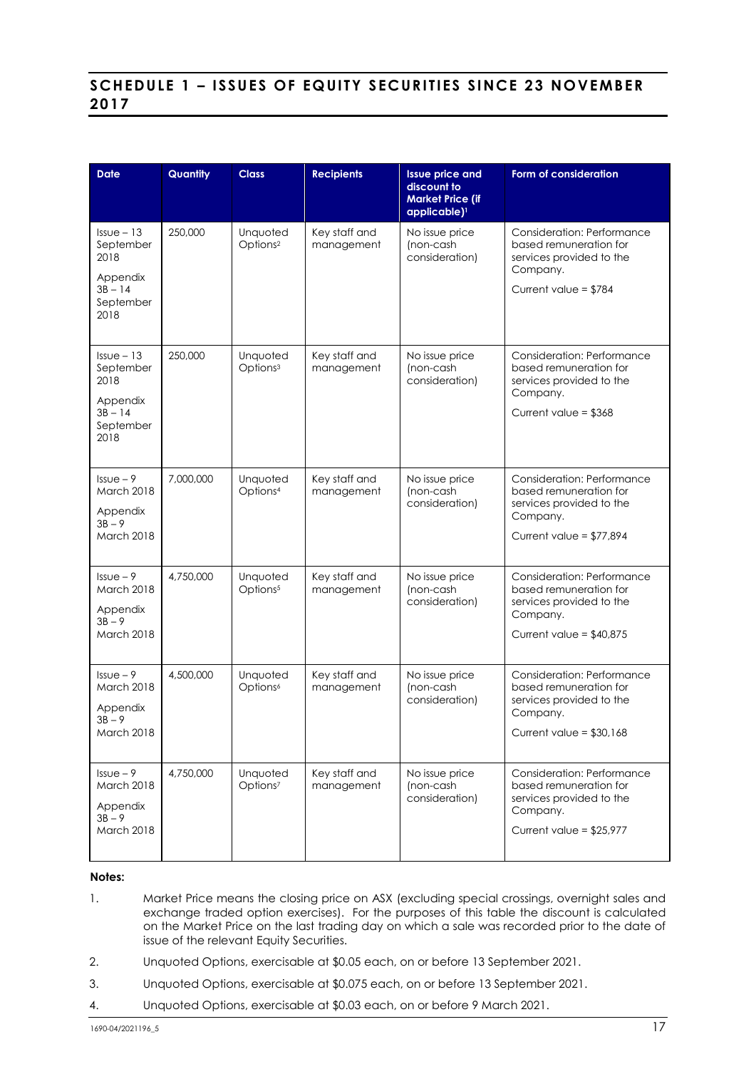## SCHEDULE 1 – ISSUES OF EQUITY SECURITIES SINCE 23 NOVEMBER 2017

| Date | Quantity | Class | Recipients | Issue price and discount to Market Price (if applicable)[1] | Form of consideration |
|---|---|---|---|---|---|
| Issue – 13 September 2018<br><br>Appendix 3B – 14 September 2018 | 250,000 | Unquoted Options[2] | Key staff and management | No issue price (non-cash consideration) | Consideration: Performance based remuneration for services provided to the Company.<br><br>Current value = $784 |
| Issue – 13 September 2018<br><br>Appendix 3B – 14 September 2018 | 250,000 | Unquoted Options[3] | Key staff and management | No issue price (non-cash consideration) | Consideration: Performance based remuneration for services provided to the Company.<br><br>Current value = $368 |
| Issue – 9 March 2018<br><br>Appendix 3B – 9 March 2018 | 7,000,000 | Unquoted Options[4] | Key staff and management | No issue price (non-cash consideration) | Consideration: Performance based remuneration for services provided to the Company.<br><br>Current value = $77,894 |
| Issue – 9 March 2018<br><br>Appendix 3B – 9 March 2018 | 4,750,000 | Unquoted Options[5] | Key staff and management | No issue price (non-cash consideration) | Consideration: Performance based remuneration for services provided to the Company.<br><br>Current value = $40,875 |
| Issue – 9 March 2018<br><br>Appendix 3B – 9 March 2018 | 4,500,000 | Unquoted Options[6] | Key staff and management | No issue price (non-cash consideration) | Consideration: Performance based remuneration for services provided to the Company.<br><br>Current value = $30,168 |
| Issue – 9 March 2018<br><br>Appendix 3B – 9 March 2018 | 4,750,000 | Unquoted Options[7] | Key staff and management | No issue price (non-cash consideration) | Consideration: Performance based remuneration for services provided to the Company.<br><br>Current value = $25,977 |

**Notes:**

1. Market Price means the closing price on ASX (excluding special crossings, overnight sales and exchange traded option exercises). For the purposes of this table the discount is calculated on the Market Price on the last trading day on which a sale was recorded prior to the date of issue of the relevant Equity Securities.
2. Unquoted Options, exercisable at $0.05 each, on or before 13 September 2021.
3. Unquoted Options, exercisable at $0.075 each, on or before 13 September 2021.
4. Unquoted Options, exercisable at $0.03 each, on or before 9 March 2021.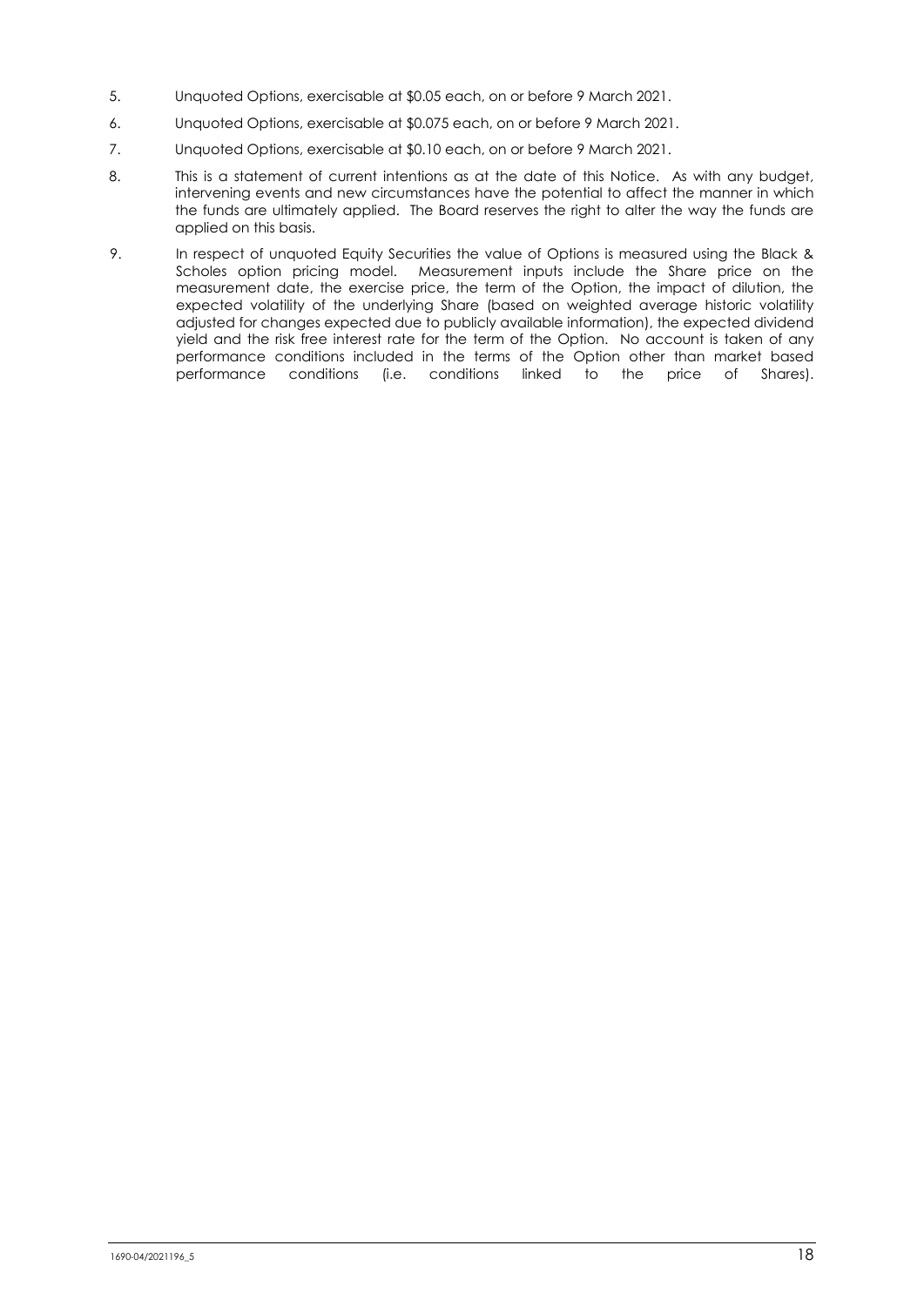5. Unquoted Options, exercisable at $0.05 each, on or before 9 March 2021.
6. Unquoted Options, exercisable at $0.075 each, on or before 9 March 2021.
7. Unquoted Options, exercisable at $0.10 each, on or before 9 March 2021.
8. This is a statement of current intentions as at the date of this Notice. As with any budget, intervening events and new circumstances have the potential to affect the manner in which the funds are ultimately applied. The Board reserves the right to alter the way the funds are applied on this basis.
9. In respect of unquoted Equity Securities the value of Options is measured using the Black & Scholes option pricing model. Measurement inputs include the Share price on the measurement date, the exercise price, the term of the Option, the impact of dilution, the expected volatility of the underlying Share (based on weighted average historic volatility adjusted for changes expected due to publicly available information), the expected dividend yield and the risk free interest rate for the term of the Option. No account is taken of any performance conditions included in the terms of the Option other than market based performance conditions (i.e. conditions linked to the price of Shares).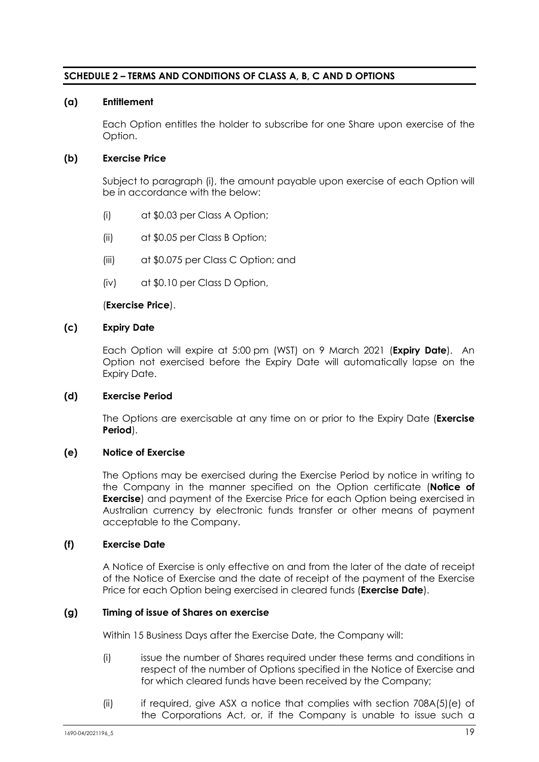## SCHEDULE 2 – TERMS AND CONDITIONS OF CLASS A, B, C AND D OPTIONS

**(a) Entitlement**

Each Option entitles the holder to subscribe for one Share upon exercise of the Option.

**(b) Exercise Price**

Subject to paragraph (i), the amount payable upon exercise of each Option will be in accordance with the below:

(i) at $0.03 per Class A Option;

(ii) at $0.05 per Class B Option;

(iii) at $0.075 per Class C Option; and

(iv) at $0.10 per Class D Option,

(**Exercise Price**).

**(c) Expiry Date**

Each Option will expire at 5:00 pm (WST) on 9 March 2021 (**Expiry Date**). An Option not exercised before the Expiry Date will automatically lapse on the Expiry Date.

**(d) Exercise Period**

The Options are exercisable at any time on or prior to the Expiry Date (**Exercise Period**).

**(e) Notice of Exercise**

The Options may be exercised during the Exercise Period by notice in writing to the Company in the manner specified on the Option certificate (**Notice of Exercise**) and payment of the Exercise Price for each Option being exercised in Australian currency by electronic funds transfer or other means of payment acceptable to the Company.

**(f) Exercise Date**

A Notice of Exercise is only effective on and from the later of the date of receipt of the Notice of Exercise and the date of receipt of the payment of the Exercise Price for each Option being exercised in cleared funds (**Exercise Date**).

**(g) Timing of issue of Shares on exercise**

Within 15 Business Days after the Exercise Date, the Company will:

(i) issue the number of Shares required under these terms and conditions in respect of the number of Options specified in the Notice of Exercise and for which cleared funds have been received by the Company;

(ii) if required, give ASX a notice that complies with section 708A(5)(e) of the Corporations Act, or, if the Company is unable to issue such a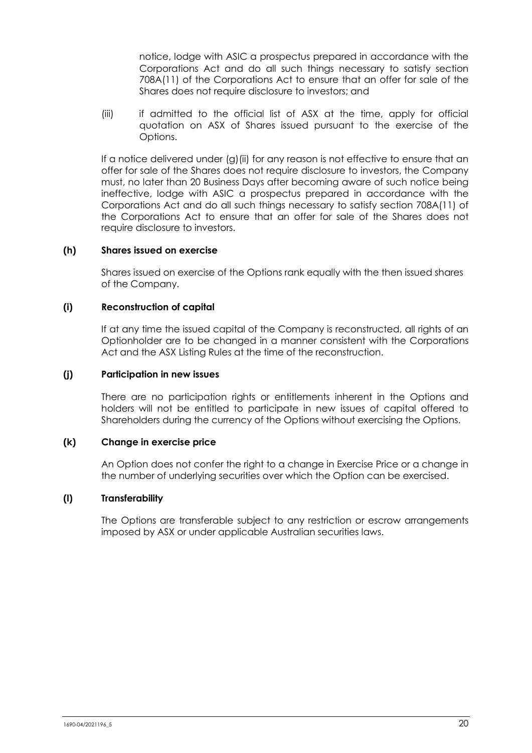notice, lodge with ASIC a prospectus prepared in accordance with the Corporations Act and do all such things necessary to satisfy section 708A(11) of the Corporations Act to ensure that an offer for sale of the Shares does not require disclosure to investors; and

(iii) if admitted to the official list of ASX at the time, apply for official quotation on ASX of Shares issued pursuant to the exercise of the Options.

If a notice delivered under (g)(ii) for any reason is not effective to ensure that an offer for sale of the Shares does not require disclosure to investors, the Company must, no later than 20 Business Days after becoming aware of such notice being ineffective, lodge with ASIC a prospectus prepared in accordance with the Corporations Act and do all such things necessary to satisfy section 708A(11) of the Corporations Act to ensure that an offer for sale of the Shares does not require disclosure to investors.

**(h) Shares issued on exercise**

Shares issued on exercise of the Options rank equally with the then issued shares of the Company.

**(i) Reconstruction of capital**

If at any time the issued capital of the Company is reconstructed, all rights of an Optionholder are to be changed in a manner consistent with the Corporations Act and the ASX Listing Rules at the time of the reconstruction.

**(j) Participation in new issues**

There are no participation rights or entitlements inherent in the Options and holders will not be entitled to participate in new issues of capital offered to Shareholders during the currency of the Options without exercising the Options.

**(k) Change in exercise price**

An Option does not confer the right to a change in Exercise Price or a change in the number of underlying securities over which the Option can be exercised.

**(l) Transferability**

The Options are transferable subject to any restriction or escrow arrangements imposed by ASX or under applicable Australian securities laws.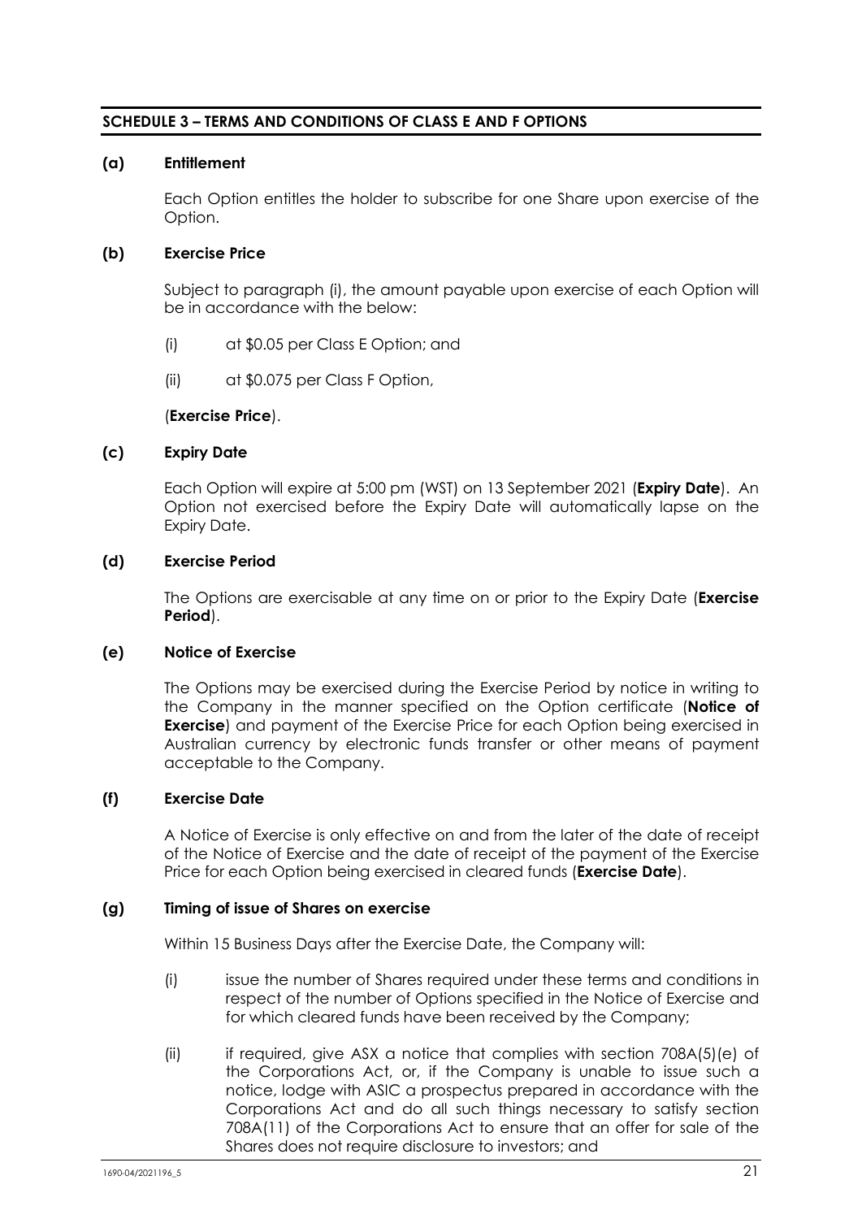## SCHEDULE 3 – TERMS AND CONDITIONS OF CLASS E AND F OPTIONS

**(a) Entitlement**

Each Option entitles the holder to subscribe for one Share upon exercise of the Option.

**(b) Exercise Price**

Subject to paragraph (i), the amount payable upon exercise of each Option will be in accordance with the below:

(i) at $0.05 per Class E Option; and

(ii) at $0.075 per Class F Option,

(**Exercise Price**).

**(c) Expiry Date**

Each Option will expire at 5:00 pm (WST) on 13 September 2021 (**Expiry Date**). An Option not exercised before the Expiry Date will automatically lapse on the Expiry Date.

**(d) Exercise Period**

The Options are exercisable at any time on or prior to the Expiry Date (**Exercise Period**).

**(e) Notice of Exercise**

The Options may be exercised during the Exercise Period by notice in writing to the Company in the manner specified on the Option certificate (**Notice of Exercise**) and payment of the Exercise Price for each Option being exercised in Australian currency by electronic funds transfer or other means of payment acceptable to the Company.

**(f) Exercise Date**

A Notice of Exercise is only effective on and from the later of the date of receipt of the Notice of Exercise and the date of receipt of the payment of the Exercise Price for each Option being exercised in cleared funds (**Exercise Date**).

**(g) Timing of issue of Shares on exercise**

Within 15 Business Days after the Exercise Date, the Company will:

(i) issue the number of Shares required under these terms and conditions in respect of the number of Options specified in the Notice of Exercise and for which cleared funds have been received by the Company;

(ii) if required, give ASX a notice that complies with section 708A(5)(e) of the Corporations Act, or, if the Company is unable to issue such a notice, lodge with ASIC a prospectus prepared in accordance with the Corporations Act and do all such things necessary to satisfy section 708A(11) of the Corporations Act to ensure that an offer for sale of the Shares does not require disclosure to investors; and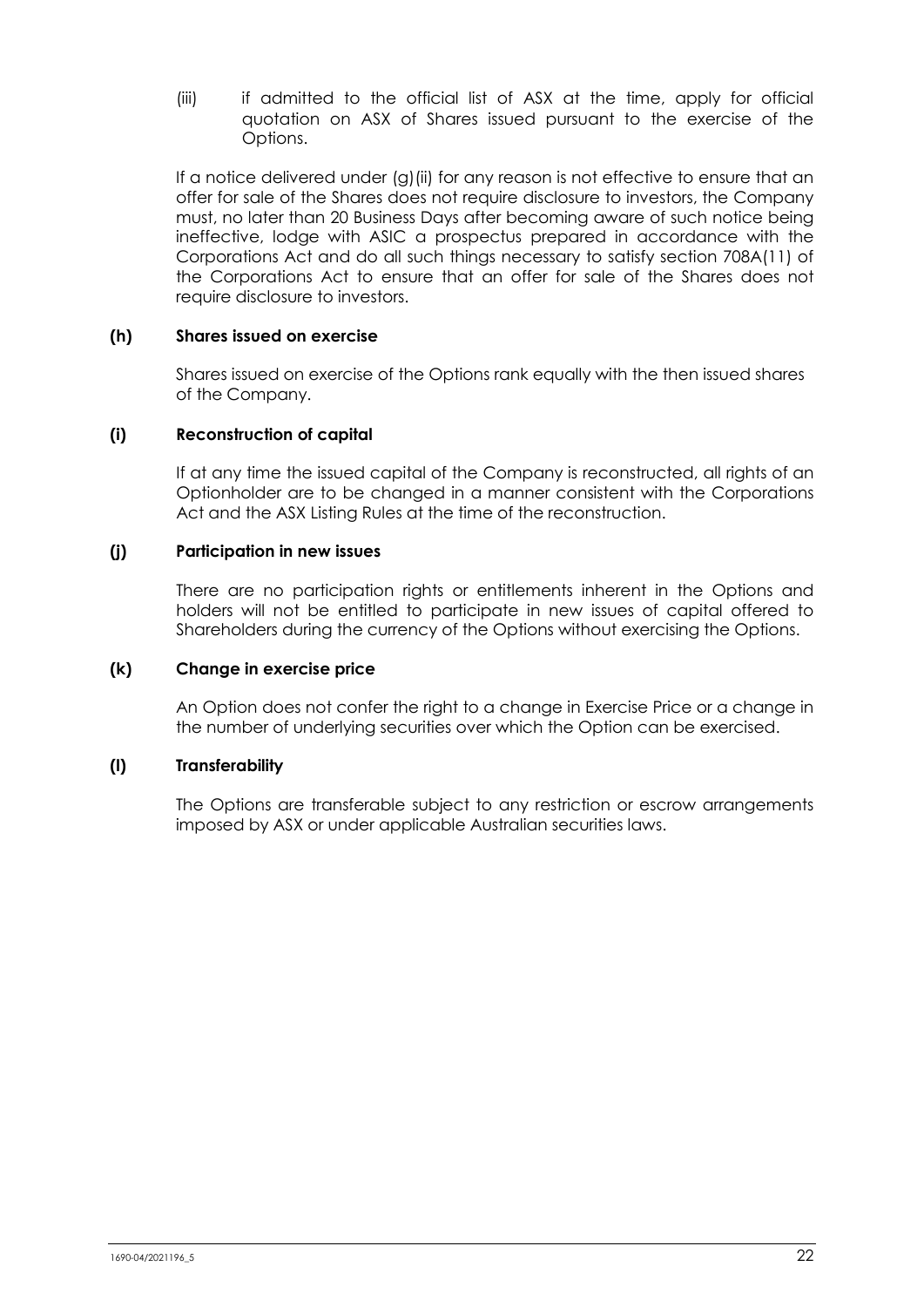(iii) if admitted to the official list of ASX at the time, apply for official quotation on ASX of Shares issued pursuant to the exercise of the Options.

If a notice delivered under (g)(ii) for any reason is not effective to ensure that an offer for sale of the Shares does not require disclosure to investors, the Company must, no later than 20 Business Days after becoming aware of such notice being ineffective, lodge with ASIC a prospectus prepared in accordance with the Corporations Act and do all such things necessary to satisfy section 708A(11) of the Corporations Act to ensure that an offer for sale of the Shares does not require disclosure to investors.

**(h) Shares issued on exercise**

Shares issued on exercise of the Options rank equally with the then issued shares of the Company.

**(i) Reconstruction of capital**

If at any time the issued capital of the Company is reconstructed, all rights of an Optionholder are to be changed in a manner consistent with the Corporations Act and the ASX Listing Rules at the time of the reconstruction.

**(j) Participation in new issues**

There are no participation rights or entitlements inherent in the Options and holders will not be entitled to participate in new issues of capital offered to Shareholders during the currency of the Options without exercising the Options.

**(k) Change in exercise price**

An Option does not confer the right to a change in Exercise Price or a change in the number of underlying securities over which the Option can be exercised.

**(l) Transferability**

The Options are transferable subject to any restriction or escrow arrangements imposed by ASX or under applicable Australian securities laws.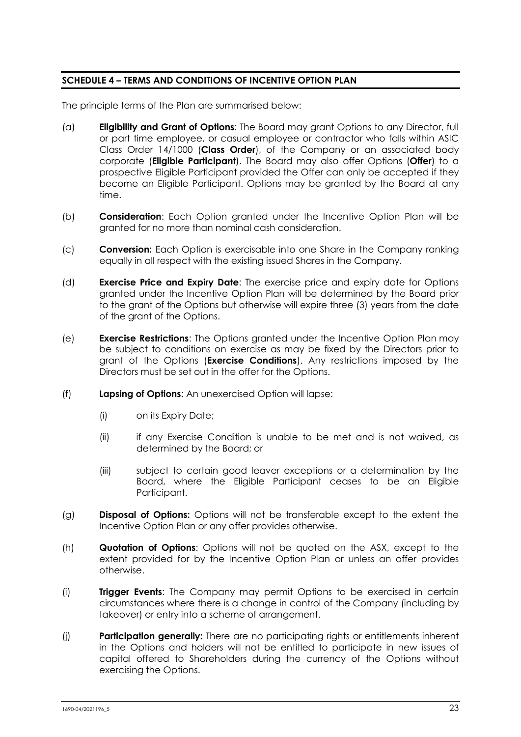## SCHEDULE 4 – TERMS AND CONDITIONS OF INCENTIVE OPTION PLAN

The principle terms of the Plan are summarised below:

(a) **Eligibility and Grant of Options**: The Board may grant Options to any Director, full or part time employee, or casual employee or contractor who falls within ASIC Class Order 14/1000 (**Class Order**), of the Company or an associated body corporate (**Eligible Participant**). The Board may also offer Options (**Offer**) to a prospective Eligible Participant provided the Offer can only be accepted if they become an Eligible Participant. Options may be granted by the Board at any time.

(b) **Consideration**: Each Option granted under the Incentive Option Plan will be granted for no more than nominal cash consideration.

(c) **Conversion:** Each Option is exercisable into one Share in the Company ranking equally in all respect with the existing issued Shares in the Company.

(d) **Exercise Price and Expiry Date**: The exercise price and expiry date for Options granted under the Incentive Option Plan will be determined by the Board prior to the grant of the Options but otherwise will expire three (3) years from the date of the grant of the Options.

(e) **Exercise Restrictions**: The Options granted under the Incentive Option Plan may be subject to conditions on exercise as may be fixed by the Directors prior to grant of the Options (**Exercise Conditions**). Any restrictions imposed by the Directors must be set out in the offer for the Options.

(f) **Lapsing of Options**: An unexercised Option will lapse:

   (i) on its Expiry Date;

   (ii) if any Exercise Condition is unable to be met and is not waived, as determined by the Board; or

   (iii) subject to certain good leaver exceptions or a determination by the Board, where the Eligible Participant ceases to be an Eligible Participant.

(g) **Disposal of Options:** Options will not be transferable except to the extent the Incentive Option Plan or any offer provides otherwise.

(h) **Quotation of Options**: Options will not be quoted on the ASX, except to the extent provided for by the Incentive Option Plan or unless an offer provides otherwise.

(i) **Trigger Events**: The Company may permit Options to be exercised in certain circumstances where there is a change in control of the Company (including by takeover) or entry into a scheme of arrangement.

(j) **Participation generally:** There are no participating rights or entitlements inherent in the Options and holders will not be entitled to participate in new issues of capital offered to Shareholders during the currency of the Options without exercising the Options.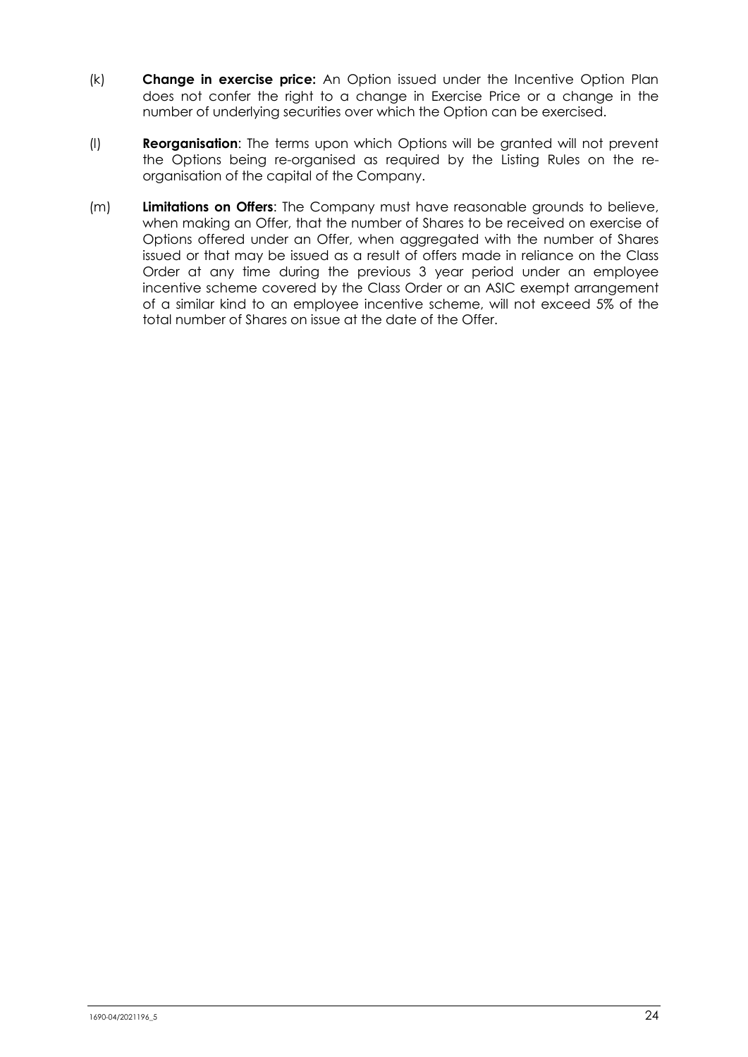(k) **Change in exercise price:** An Option issued under the Incentive Option Plan does not confer the right to a change in Exercise Price or a change in the number of underlying securities over which the Option can be exercised.

(l) **Reorganisation**: The terms upon which Options will be granted will not prevent the Options being re-organised as required by the Listing Rules on the re-organisation of the capital of the Company.

(m) **Limitations on Offers**: The Company must have reasonable grounds to believe, when making an Offer, that the number of Shares to be received on exercise of Options offered under an Offer, when aggregated with the number of Shares issued or that may be issued as a result of offers made in reliance on the Class Order at any time during the previous 3 year period under an employee incentive scheme covered by the Class Order or an ASIC exempt arrangement of a similar kind to an employee incentive scheme, will not exceed 5% of the total number of Shares on issue at the date of the Offer.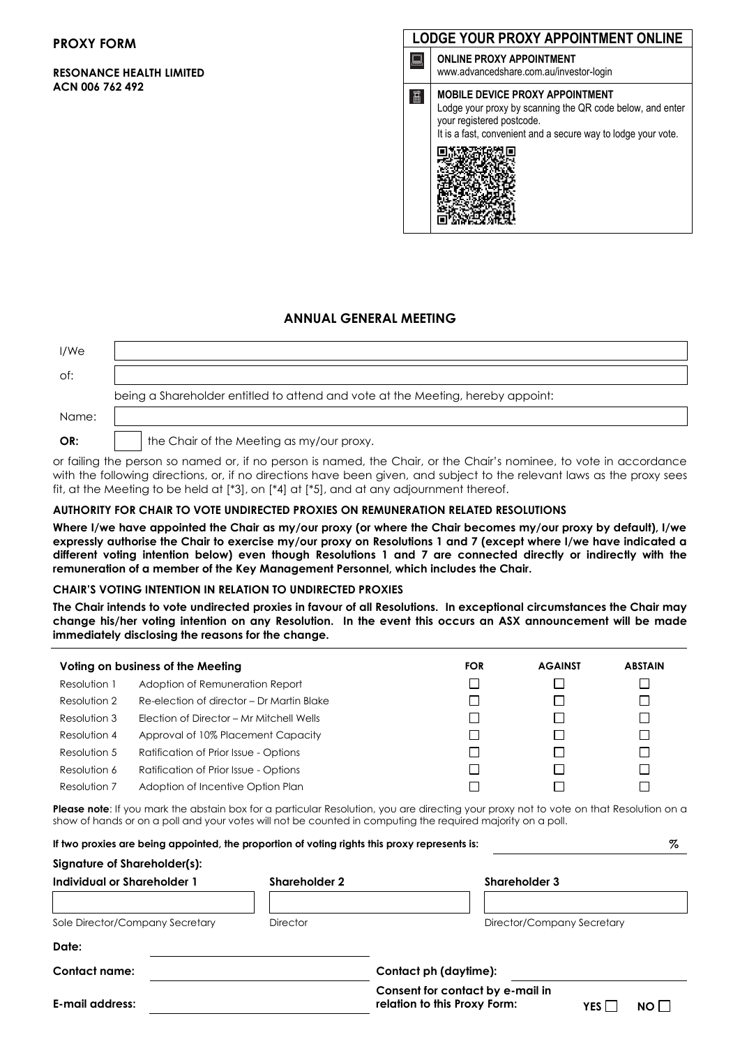**PROXY FORM**

**RESONANCE HEALTH LIMITED**
**ACN 006 762 492**

## LODGE YOUR PROXY APPOINTMENT ONLINE

**ONLINE PROXY APPOINTMENT**
www.advancedshare.com.au/investor-login

**MOBILE DEVICE PROXY APPOINTMENT**
Lodge your proxy by scanning the QR code below, and enter your registered postcode.
It is a fast, convenient and a secure way to lodge your vote.

## ANNUAL GENERAL MEETING

I/We: ____________________

of: ____________________

being a Shareholder entitled to attend and vote at the Meeting, hereby appoint:

Name: ____________________

**OR:** ☐ the Chair of the Meeting as my/our proxy.

or failing the person so named or, if no person is named, the Chair, or the Chair's nominee, to vote in accordance with the following directions, or, if no directions have been given, and subject to the relevant laws as the proxy sees fit, at the Meeting to be held at [*3], on [*4] at [*5], and at any adjournment thereof.

**AUTHORITY FOR CHAIR TO VOTE UNDIRECTED PROXIES ON REMUNERATION RELATED RESOLUTIONS**

**Where I/we have appointed the Chair as my/our proxy (or where the Chair becomes my/our proxy by default), I/we expressly authorise the Chair to exercise my/our proxy on Resolutions 1 and 7 (except where I/we have indicated a different voting intention below) even though Resolutions 1 and 7 are connected directly or indirectly with the remuneration of a member of the Key Management Personnel, which includes the Chair.**

**CHAIR'S VOTING INTENTION IN RELATION TO UNDIRECTED PROXIES**

**The Chair intends to vote undirected proxies in favour of all Resolutions. In exceptional circumstances the Chair may change his/her voting intention on any Resolution. In the event this occurs an ASX announcement will be made immediately disclosing the reasons for the change.**

| **Voting on business of the Meeting** | | **FOR** | **AGAINST** | **ABSTAIN** |
|---|---|---|---|---|
| Resolution 1 | Adoption of Remuneration Report | ☐ | ☐ | ☐ |
| Resolution 2 | Re-election of director – Dr Martin Blake | ☐ | ☐ | ☐ |
| Resolution 3 | Election of Director – Mr Mitchell Wells | ☐ | ☐ | ☐ |
| Resolution 4 | Approval of 10% Placement Capacity | ☐ | ☐ | ☐ |
| Resolution 5 | Ratification of Prior Issue - Options | ☐ | ☐ | ☐ |
| Resolution 6 | Ratification of Prior Issue - Options | ☐ | ☐ | ☐ |
| Resolution 7 | Adoption of Incentive Option Plan | ☐ | ☐ | ☐ |

**Please note**: If you mark the abstain box for a particular Resolution, you are directing your proxy not to vote on that Resolution on a show of hands or on a poll and your votes will not be counted in computing the required majority on a poll.

**If two proxies are being appointed, the proportion of voting rights this proxy represents is:** ________ %

**Signature of Shareholder(s):**

| **Individual or Shareholder 1** | **Shareholder 2** | **Shareholder 3** |
|---|---|---|
| | | |
| Sole Director/Company Secretary | Director | Director/Company Secretary |

**Date:** ____________________

**Contact name:** ____________________ **Contact ph (daytime):** ____________________

**E-mail address:** ____________________ **Consent for contact by e-mail in relation to this Proxy Form:** YES ☐ NO ☐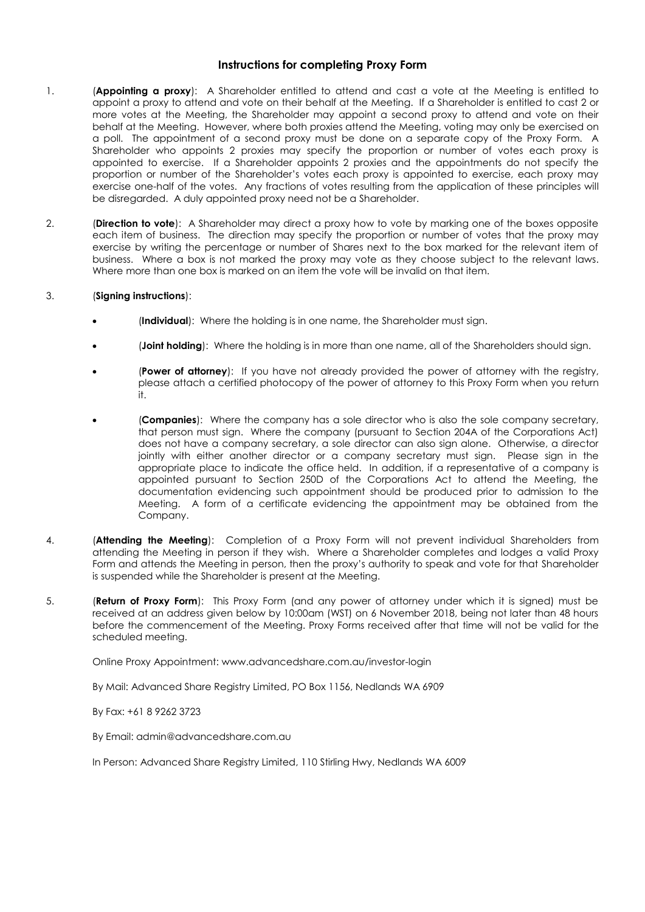## Instructions for completing Proxy Form

1. (**Appointing a proxy**): A Shareholder entitled to attend and cast a vote at the Meeting is entitled to appoint a proxy to attend and vote on their behalf at the Meeting. If a Shareholder is entitled to cast 2 or more votes at the Meeting, the Shareholder may appoint a second proxy to attend and vote on their behalf at the Meeting. However, where both proxies attend the Meeting, voting may only be exercised on a poll. The appointment of a second proxy must be done on a separate copy of the Proxy Form. A Shareholder who appoints 2 proxies may specify the proportion or number of votes each proxy is appointed to exercise. If a Shareholder appoints 2 proxies and the appointments do not specify the proportion or number of the Shareholder's votes each proxy is appointed to exercise, each proxy may exercise one-half of the votes. Any fractions of votes resulting from the application of these principles will be disregarded. A duly appointed proxy need not be a Shareholder.

2. (**Direction to vote**): A Shareholder may direct a proxy how to vote by marking one of the boxes opposite each item of business. The direction may specify the proportion or number of votes that the proxy may exercise by writing the percentage or number of Shares next to the box marked for the relevant item of business. Where a box is not marked the proxy may vote as they choose subject to the relevant laws. Where more than one box is marked on an item the vote will be invalid on that item.

3. (**Signing instructions**):

   - (**Individual**): Where the holding is in one name, the Shareholder must sign.
   - (**Joint holding**): Where the holding is in more than one name, all of the Shareholders should sign.
   - (**Power of attorney**): If you have not already provided the power of attorney with the registry, please attach a certified photocopy of the power of attorney to this Proxy Form when you return it.
   - (**Companies**): Where the company has a sole director who is also the sole company secretary, that person must sign. Where the company (pursuant to Section 204A of the Corporations Act) does not have a company secretary, a sole director can also sign alone. Otherwise, a director jointly with either another director or a company secretary must sign. Please sign in the appropriate place to indicate the office held. In addition, if a representative of a company is appointed pursuant to Section 250D of the Corporations Act to attend the Meeting, the documentation evidencing such appointment should be produced prior to admission to the Meeting. A form of a certificate evidencing the appointment may be obtained from the Company.

4. (**Attending the Meeting**): Completion of a Proxy Form will not prevent individual Shareholders from attending the Meeting in person if they wish. Where a Shareholder completes and lodges a valid Proxy Form and attends the Meeting in person, then the proxy's authority to speak and vote for that Shareholder is suspended while the Shareholder is present at the Meeting.

5. (**Return of Proxy Form**): This Proxy Form (and any power of attorney under which it is signed) must be received at an address given below by 10:00am (WST) on 6 November 2018, being not later than 48 hours before the commencement of the Meeting. Proxy Forms received after that time will not be valid for the scheduled meeting.

   Online Proxy Appointment: www.advancedshare.com.au/investor-login

   By Mail: Advanced Share Registry Limited, PO Box 1156, Nedlands WA 6909

   By Fax: +61 8 9262 3723

   By Email: admin@advancedshare.com.au

   In Person: Advanced Share Registry Limited, 110 Stirling Hwy, Nedlands WA 6009